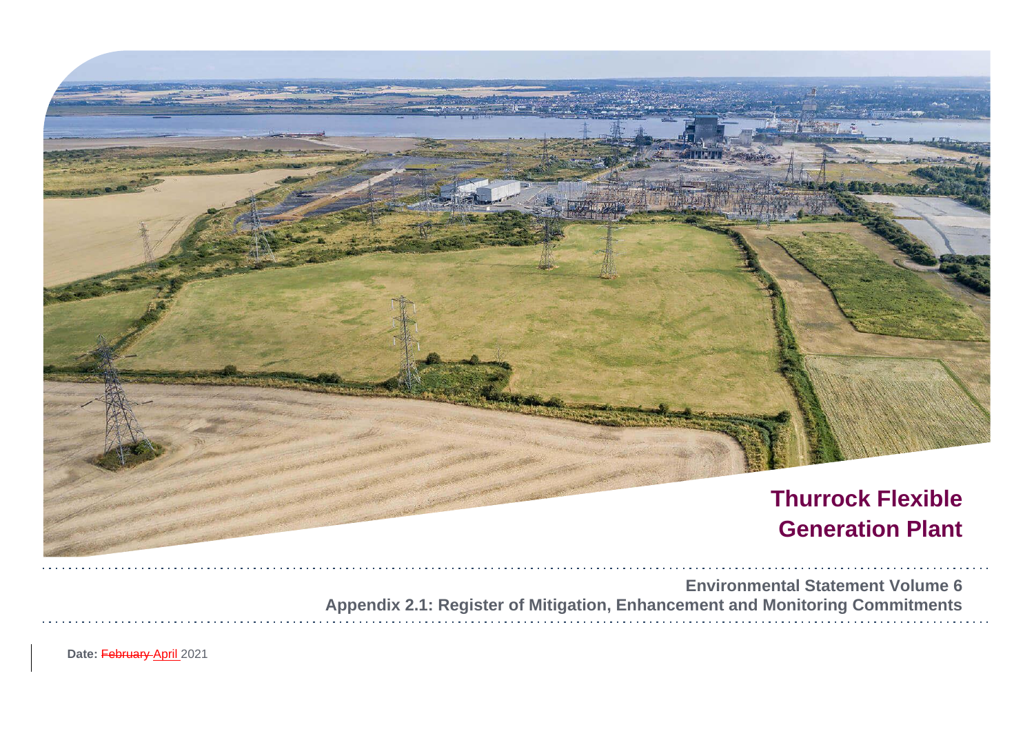# Thurrock Flexible Generation Plant

Environmental Statement Volume 6

Appendix 2.1: Register of Mitigation, Enhancement and Monitoring Commitments

**Date:** ~~February~~ April 2021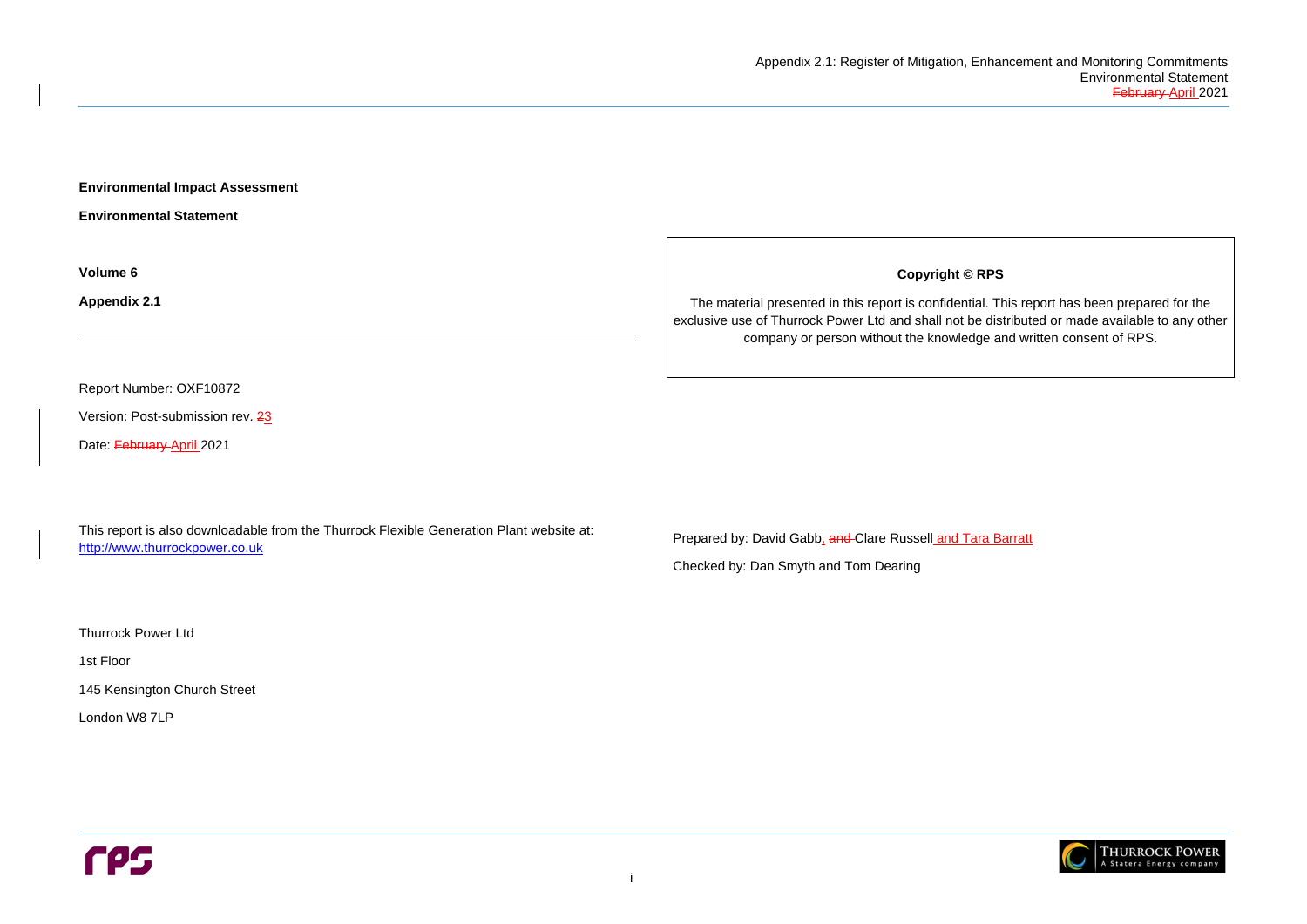**Environmental Impact Assessment**

**Environmental Statement**

**Volume 6**

**Appendix 2.1**

---

Report Number: OXF10872

Version: Post-submission rev. ~~2~~3

Date: ~~February~~ April 2021

This report is also downloadable from the Thurrock Flexible Generation Plant website at: http://www.thurrockpower.co.uk

Thurrock Power Ltd

1st Floor

145 Kensington Church Street

London W8 7LP

**Copyright © RPS**

The material presented in this report is confidential. This report has been prepared for the exclusive use of Thurrock Power Ltd and shall not be distributed or made available to any other company or person without the knowledge and written consent of RPS.

Prepared by: David Gabb, ~~and~~ Clare Russell and Tara Barratt

Checked by: Dan Smyth and Tom Dearing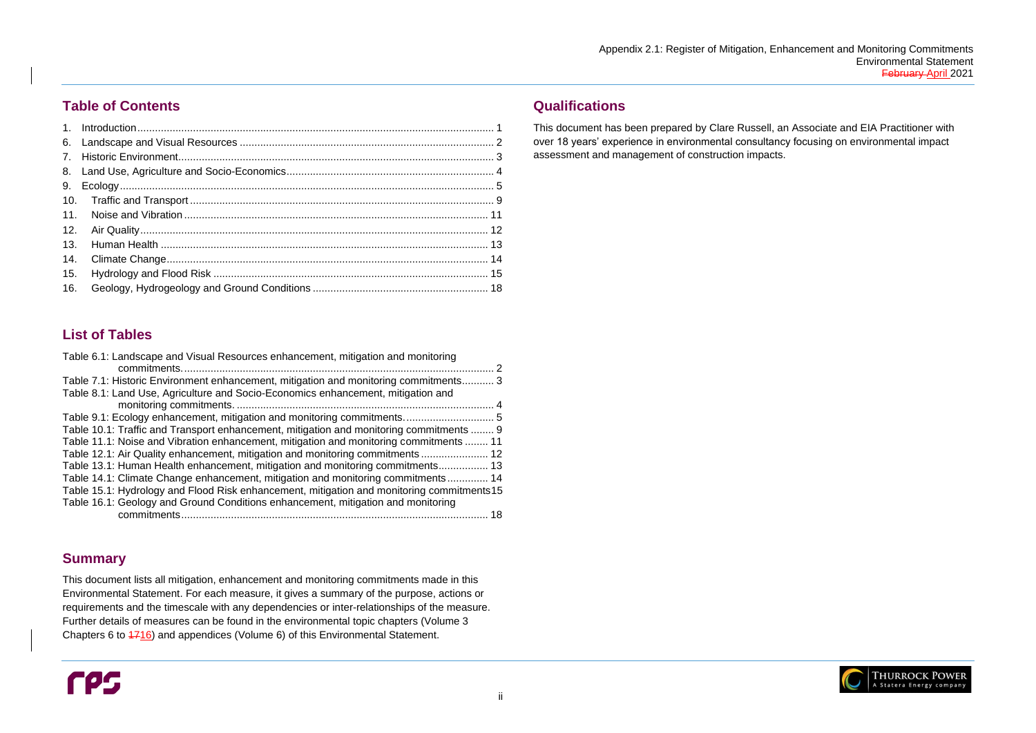## Table of Contents

1. Introduction ........................................................ 1
6. Landscape and Visual Resources ........................................................ 2
7. Historic Environment ........................................................ 3
8. Land Use, Agriculture and Socio-Economics ........................................................ 4
9. Ecology ........................................................ 5
10. Traffic and Transport ........................................................ 9
11. Noise and Vibration ........................................................ 11
12. Air Quality ........................................................ 12
13. Human Health ........................................................ 13
14. Climate Change ........................................................ 14
15. Hydrology and Flood Risk ........................................................ 15
16. Geology, Hydrogeology and Ground Conditions ........................................................ 18

## List of Tables

Table 6.1: Landscape and Visual Resources enhancement, mitigation and monitoring commitments ........................................................ 2
Table 7.1: Historic Environment enhancement, mitigation and monitoring commitments ........................................................ 3
Table 8.1: Land Use, Agriculture and Socio-Economics enhancement, mitigation and monitoring commitments ........................................................ 4
Table 9.1: Ecology enhancement, mitigation and monitoring commitments ........................................................ 5
Table 10.1: Traffic and Transport enhancement, mitigation and monitoring commitments ........................................................ 9
Table 11.1: Noise and Vibration enhancement, mitigation and monitoring commitments ........................................................ 11
Table 12.1: Air Quality enhancement, mitigation and monitoring commitments ........................................................ 12
Table 13.1: Human Health enhancement, mitigation and monitoring commitments ........................................................ 13
Table 14.1: Climate Change enhancement, mitigation and monitoring commitments ........................................................ 14
Table 15.1: Hydrology and Flood Risk enhancement, mitigation and monitoring commitments ........................................................ 15
Table 16.1: Geology and Ground Conditions enhancement, mitigation and monitoring commitments ........................................................ 18

## Summary

This document lists all mitigation, enhancement and monitoring commitments made in this Environmental Statement. For each measure, it gives a summary of the purpose, actions or requirements and the timescale with any dependencies or inter-relationships of the measure. Further details of measures can be found in the environmental topic chapters (Volume 3 Chapters 6 to ~~17~~16) and appendices (Volume 6) of this Environmental Statement.

## Qualifications

This document has been prepared by Clare Russell, an Associate and EIA Practitioner with over 18 years' experience in environmental consultancy focusing on environmental impact assessment and management of construction impacts.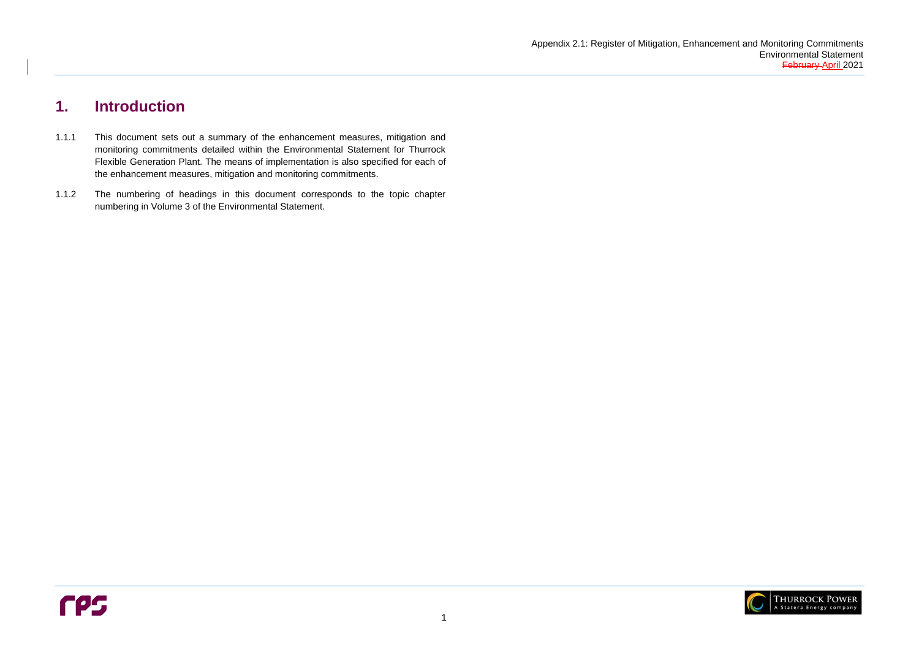# 1. Introduction

1.1.1 This document sets out a summary of the enhancement measures, mitigation and monitoring commitments detailed within the Environmental Statement for Thurrock Flexible Generation Plant. The means of implementation is also specified for each of the enhancement measures, mitigation and monitoring commitments.

1.1.2 The numbering of headings in this document corresponds to the topic chapter numbering in Volume 3 of the Environmental Statement.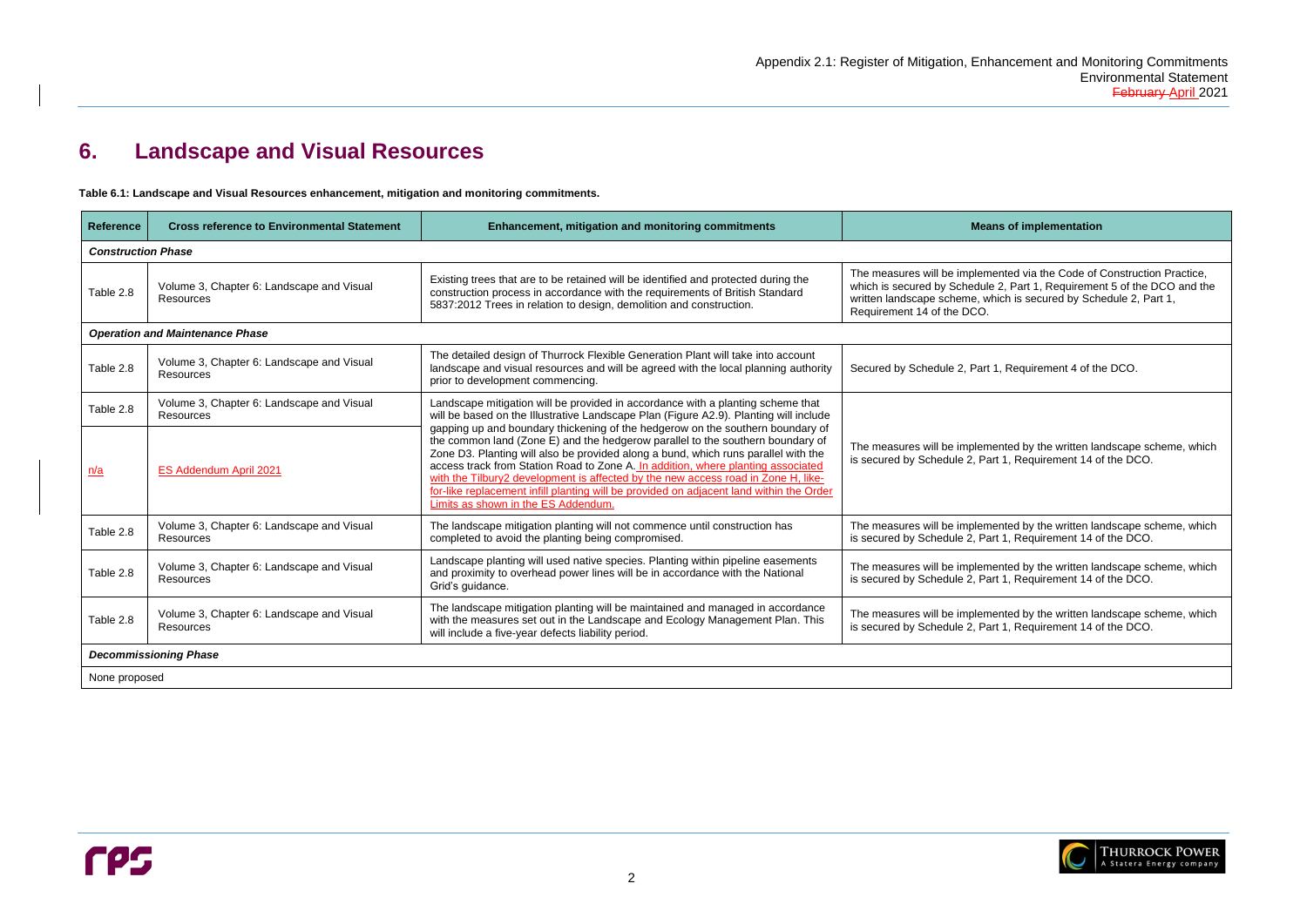# 6. Landscape and Visual Resources

**Table 6.1: Landscape and Visual Resources enhancement, mitigation and monitoring commitments.**

| Reference | Cross reference to Environmental Statement | Enhancement, mitigation and monitoring commitments | Means of implementation |
|---|---|---|---|
| ***Construction Phase*** | | | |
| Table 2.8 | Volume 3, Chapter 6: Landscape and Visual Resources | Existing trees that are to be retained will be identified and protected during the construction process in accordance with the requirements of British Standard 5837:2012 Trees in relation to design, demolition and construction. | The measures will be implemented via the Code of Construction Practice, which is secured by Schedule 2, Part 1, Requirement 5 of the DCO and the written landscape scheme, which is secured by Schedule 2, Part 1, Requirement 14 of the DCO. |
| ***Operation and Maintenance Phase*** | | | |
| Table 2.8 | Volume 3, Chapter 6: Landscape and Visual Resources | The detailed design of Thurrock Flexible Generation Plant will take into account landscape and visual resources and will be agreed with the local planning authority prior to development commencing. | Secured by Schedule 2, Part 1, Requirement 4 of the DCO. |
| Table 2.8<br>n/a | Volume 3, Chapter 6: Landscape and Visual Resources<br>ES Addendum April 2021 | Landscape mitigation will be provided in accordance with a planting scheme that will be based on the Illustrative Landscape Plan (Figure A2.9). Planting will include gapping up and boundary thickening of the hedgerow on the southern boundary of the common land (Zone E) and the hedgerow parallel to the southern boundary of Zone D3. Planting will also be provided along a bund, which runs parallel with the access track from Station Road to Zone A. In addition, where planting associated with the Tilbury2 development is affected by the new access road in Zone H, like-for-like replacement infill planting will be provided on adjacent land within the Order Limits as shown in the ES Addendum. | The measures will be implemented by the written landscape scheme, which is secured by Schedule 2, Part 1, Requirement 14 of the DCO. |
| Table 2.8 | Volume 3, Chapter 6: Landscape and Visual Resources | The landscape mitigation planting will not commence until construction has completed to avoid the planting being compromised. | The measures will be implemented by the written landscape scheme, which is secured by Schedule 2, Part 1, Requirement 14 of the DCO. |
| Table 2.8 | Volume 3, Chapter 6: Landscape and Visual Resources | Landscape planting will used native species. Planting within pipeline easements and proximity to overhead power lines will be in accordance with the National Grid's guidance. | The measures will be implemented by the written landscape scheme, which is secured by Schedule 2, Part 1, Requirement 14 of the DCO. |
| Table 2.8 | Volume 3, Chapter 6: Landscape and Visual Resources | The landscape mitigation planting will be maintained and managed in accordance with the measures set out in the Landscape and Ecology Management Plan. This will include a five-year defects liability period. | The measures will be implemented by the written landscape scheme, which is secured by Schedule 2, Part 1, Requirement 14 of the DCO. |
| ***Decommissioning Phase*** | | | |
| None proposed | | | |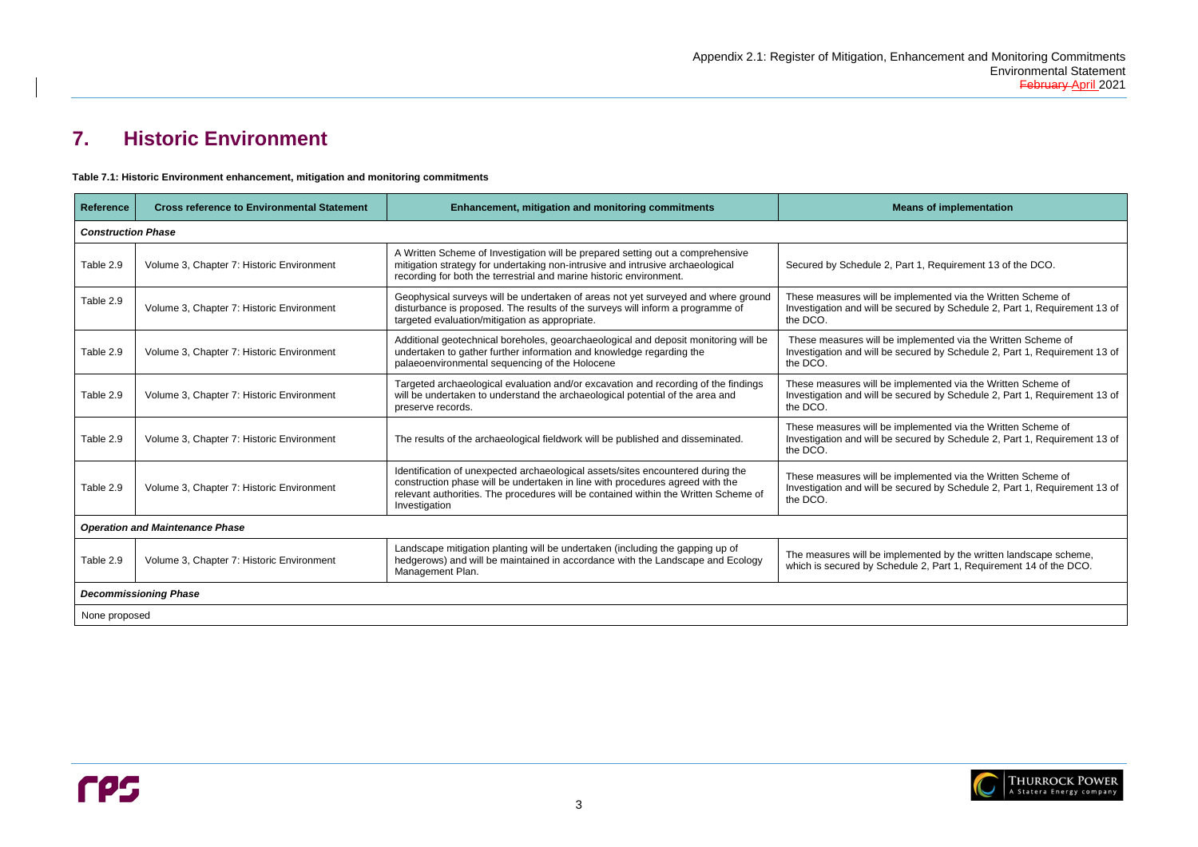# 7. Historic Environment

**Table 7.1: Historic Environment enhancement, mitigation and monitoring commitments**

| Reference | Cross reference to Environmental Statement | Enhancement, mitigation and monitoring commitments | Means of implementation |
|---|---|---|---|
| ***Construction Phase*** | | | |
| Table 2.9 | Volume 3, Chapter 7: Historic Environment | A Written Scheme of Investigation will be prepared setting out a comprehensive mitigation strategy for undertaking non-intrusive and intrusive archaeological recording for both the terrestrial and marine historic environment. | Secured by Schedule 2, Part 1, Requirement 13 of the DCO. |
| Table 2.9 | Volume 3, Chapter 7: Historic Environment | Geophysical surveys will be undertaken of areas not yet surveyed and where ground disturbance is proposed. The results of the surveys will inform a programme of targeted evaluation/mitigation as appropriate. | These measures will be implemented via the Written Scheme of Investigation and will be secured by Schedule 2, Part 1, Requirement 13 of the DCO. |
| Table 2.9 | Volume 3, Chapter 7: Historic Environment | Additional geotechnical boreholes, geoarchaeological and deposit monitoring will be undertaken to gather further information and knowledge regarding the palaeoenvironmental sequencing of the Holocene | These measures will be implemented via the Written Scheme of Investigation and will be secured by Schedule 2, Part 1, Requirement 13 of the DCO. |
| Table 2.9 | Volume 3, Chapter 7: Historic Environment | Targeted archaeological evaluation and/or excavation and recording of the findings will be undertaken to understand the archaeological potential of the area and preserve records. | These measures will be implemented via the Written Scheme of Investigation and will be secured by Schedule 2, Part 1, Requirement 13 of the DCO. |
| Table 2.9 | Volume 3, Chapter 7: Historic Environment | The results of the archaeological fieldwork will be published and disseminated. | These measures will be implemented via the Written Scheme of Investigation and will be secured by Schedule 2, Part 1, Requirement 13 of the DCO. |
| Table 2.9 | Volume 3, Chapter 7: Historic Environment | Identification of unexpected archaeological assets/sites encountered during the construction phase will be undertaken in line with procedures agreed with the relevant authorities. The procedures will be contained within the Written Scheme of Investigation | These measures will be implemented via the Written Scheme of Investigation and will be secured by Schedule 2, Part 1, Requirement 13 of the DCO. |
| ***Operation and Maintenance Phase*** | | | |
| Table 2.9 | Volume 3, Chapter 7: Historic Environment | Landscape mitigation planting will be undertaken (including the gapping up of hedgerows) and will be maintained in accordance with the Landscape and Ecology Management Plan. | The measures will be implemented by the written landscape scheme, which is secured by Schedule 2, Part 1, Requirement 14 of the DCO. |
| ***Decommissioning Phase*** | | | |
| None proposed | | | |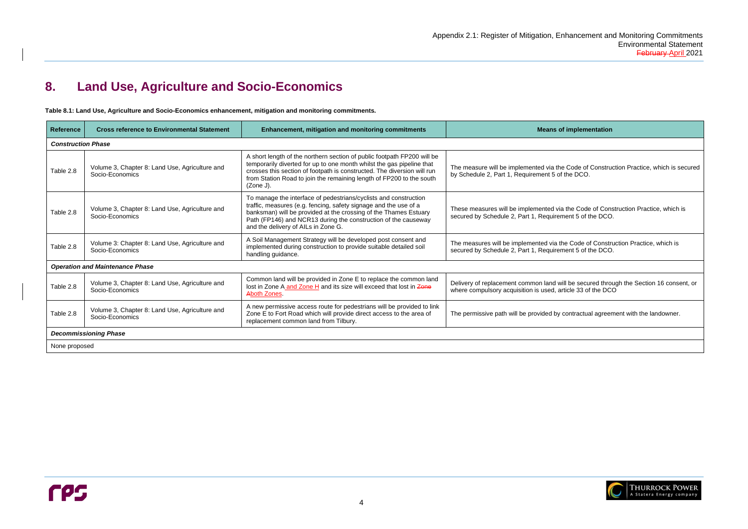# 8. Land Use, Agriculture and Socio-Economics

**Table 8.1: Land Use, Agriculture and Socio-Economics enhancement, mitigation and monitoring commitments.**

| Reference | Cross reference to Environmental Statement | Enhancement, mitigation and monitoring commitments | Means of implementation |
|---|---|---|---|
| ***Construction Phase*** | | | |
| Table 2.8 | Volume 3, Chapter 8: Land Use, Agriculture and Socio-Economics | A short length of the northern section of public footpath FP200 will be temporarily diverted for up to one month whilst the gas pipeline that crosses this section of footpath is constructed. The diversion will run from Station Road to join the remaining length of FP200 to the south (Zone J). | The measure will be implemented via the Code of Construction Practice, which is secured by Schedule 2, Part 1, Requirement 5 of the DCO. |
| Table 2.8 | Volume 3, Chapter 8: Land Use, Agriculture and Socio-Economics | To manage the interface of pedestrians/cyclists and construction traffic, measures (e.g. fencing, safety signage and the use of a banksman) will be provided at the crossing of the Thames Estuary Path (FP146) and NCR13 during the construction of the causeway and the delivery of AILs in Zone G. | These measures will be implemented via the Code of Construction Practice, which is secured by Schedule 2, Part 1, Requirement 5 of the DCO. |
| Table 2.8 | Volume 3: Chapter 8: Land Use, Agriculture and Socio-Economics | A Soil Management Strategy will be developed post consent and implemented during construction to provide suitable detailed soil handling guidance. | The measures will be implemented via the Code of Construction Practice, which is secured by Schedule 2, Part 1, Requirement 5 of the DCO. |
| ***Operation and Maintenance Phase*** | | | |
| Table 2.8 | Volume 3, Chapter 8: Land Use, Agriculture and Socio-Economics | Common land will be provided in Zone E to replace the common land lost in Zone A and Zone H and its size will exceed that lost in ~~Zone A~~both Zones. | Delivery of replacement common land will be secured through the Section 16 consent, or where compulsory acquisition is used, article 33 of the DCO |
| Table 2.8 | Volume 3, Chapter 8: Land Use, Agriculture and Socio-Economics | A new permissive access route for pedestrians will be provided to link Zone E to Fort Road which will provide direct access to the area of replacement common land from Tilbury. | The permissive path will be provided by contractual agreement with the landowner. |
| ***Decommissioning Phase*** | | | |
| None proposed | | | |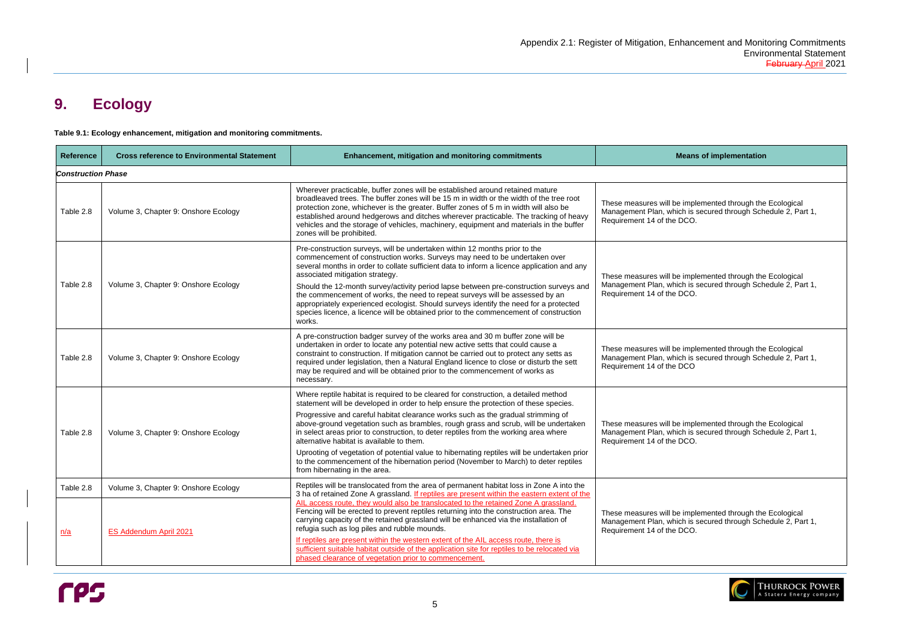# 9. Ecology

**Table 9.1: Ecology enhancement, mitigation and monitoring commitments.**

| Reference | Cross reference to Environmental Statement | Enhancement, mitigation and monitoring commitments | Means of implementation |
|---|---|---|---|
| ***Construction Phase*** | | | |
| Table 2.8 | Volume 3, Chapter 9: Onshore Ecology | Wherever practicable, buffer zones will be established around retained mature broadleaved trees. The buffer zones will be 15 m in width or the width of the tree root protection zone, whichever is the greater. Buffer zones of 5 m in width will also be established around hedgerows and ditches wherever practicable. The tracking of heavy vehicles and the storage of vehicles, machinery, equipment and materials in the buffer zones will be prohibited. | These measures will be implemented through the Ecological Management Plan, which is secured through Schedule 2, Part 1, Requirement 14 of the DCO. |
| Table 2.8 | Volume 3, Chapter 9: Onshore Ecology | Pre-construction surveys, will be undertaken within 12 months prior to the commencement of construction works. Surveys may need to be undertaken over several months in order to collate sufficient data to inform a licence application and any associated mitigation strategy.<br><br>Should the 12-month survey/activity period lapse between pre-construction surveys and the commencement of works, the need to repeat surveys will be assessed by an appropriately experienced ecologist. Should surveys identify the need for a protected species licence, a licence will be obtained prior to the commencement of construction works. | These measures will be implemented through the Ecological Management Plan, which is secured through Schedule 2, Part 1, Requirement 14 of the DCO. |
| Table 2.8 | Volume 3, Chapter 9: Onshore Ecology | A pre-construction badger survey of the works area and 30 m buffer zone will be undertaken in order to locate any potential new active setts that could cause a constraint to construction. If mitigation cannot be carried out to protect any setts as required under legislation, then a Natural England licence to close or disturb the sett may be required and will be obtained prior to the commencement of works as necessary. | These measures will be implemented through the Ecological Management Plan, which is secured through Schedule 2, Part 1, Requirement 14 of the DCO |
| Table 2.8 | Volume 3, Chapter 9: Onshore Ecology | Where reptile habitat is required to be cleared for construction, a detailed method statement will be developed in order to help ensure the protection of these species.<br><br>Progressive and careful habitat clearance works such as the gradual strimming of above-ground vegetation such as brambles, rough grass and scrub, will be undertaken in select areas prior to construction, to deter reptiles from the working area where alternative habitat is available to them.<br><br>Uprooting of vegetation of potential value to hibernating reptiles will be undertaken prior to the commencement of the hibernation period (November to March) to deter reptiles from hibernating in the area. | These measures will be implemented through the Ecological Management Plan, which is secured through Schedule 2, Part 1, Requirement 14 of the DCO. |
| Table 2.8<br><br>n/a | Volume 3, Chapter 9: Onshore Ecology<br><br>ES Addendum April 2021 | Reptiles will be translocated from the area of permanent habitat loss in Zone A into the 3 ha of retained Zone A grassland. If reptiles are present within the eastern extent of the AIL access route, they would also be translocated to the retained Zone A grassland. Fencing will be erected to prevent reptiles returning into the construction area. The carrying capacity of the retained grassland will be enhanced via the installation of refugia such as log piles and rubble mounds.<br><br>If reptiles are present within the western extent of the AIL access route, there is sufficient suitable habitat outside of the application site for reptiles to be relocated via phased clearance of vegetation prior to commencement. | These measures will be implemented through the Ecological Management Plan, which is secured through Schedule 2, Part 1, Requirement 14 of the DCO. |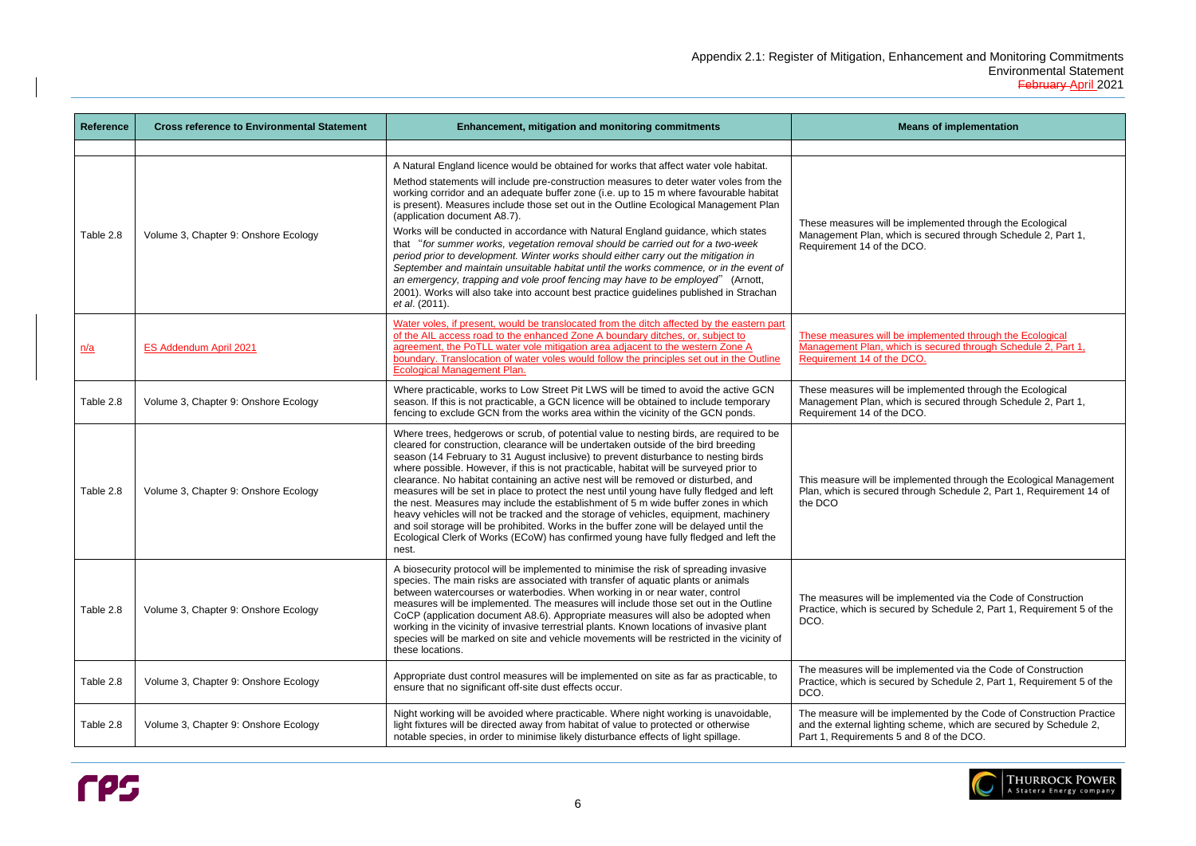| Reference | Cross reference to Environmental Statement | Enhancement, mitigation and monitoring commitments | Means of implementation |
|---|---|---|---|
| | | | |
| Table 2.8 | Volume 3, Chapter 9: Onshore Ecology | A Natural England licence would be obtained for works that affect water vole habitat. Method statements will include pre-construction measures to deter water voles from the working corridor and an adequate buffer zone (i.e. up to 15 m where favourable habitat is present). Measures include those set out in the Outline Ecological Management Plan (application document A8.7). Works will be conducted in accordance with Natural England guidance, which states that "*for summer works, vegetation removal should be carried out for a two-week period prior to development. Winter works should either carry out the mitigation in September and maintain unsuitable habitat until the works commence, or in the event of an emergency, trapping and vole proof fencing may have to be employed*" (Arnott, 2001). Works will also take into account best practice guidelines published in Strachan *et al*. (2011). | These measures will be implemented through the Ecological Management Plan, which is secured through Schedule 2, Part 1, Requirement 14 of the DCO. |
| n/a | ES Addendum April 2021 | Water voles, if present, would be translocated from the ditch affected by the eastern part of the AIL access road to the enhanced Zone A boundary ditches, or, subject to agreement, the PoTLL water vole mitigation area adjacent to the western Zone A boundary. Translocation of water voles would follow the principles set out in the Outline Ecological Management Plan. | These measures will be implemented through the Ecological Management Plan, which is secured through Schedule 2, Part 1, Requirement 14 of the DCO. |
| Table 2.8 | Volume 3, Chapter 9: Onshore Ecology | Where practicable, works to Low Street Pit LWS will be timed to avoid the active GCN season. If this is not practicable, a GCN licence will be obtained to include temporary fencing to exclude GCN from the works area within the vicinity of the GCN ponds. | These measures will be implemented through the Ecological Management Plan, which is secured through Schedule 2, Part 1, Requirement 14 of the DCO. |
| Table 2.8 | Volume 3, Chapter 9: Onshore Ecology | Where trees, hedgerows or scrub, of potential value to nesting birds, are required to be cleared for construction, clearance will be undertaken outside of the bird breeding season (14 February to 31 August inclusive) to prevent disturbance to nesting birds where possible. However, if this is not practicable, habitat will be surveyed prior to clearance. No habitat containing an active nest will be removed or disturbed, and measures will be set in place to protect the nest until young have fully fledged and left the nest. Measures may include the establishment of 5 m wide buffer zones in which heavy vehicles will not be tracked and the storage of vehicles, equipment, machinery and soil storage will be prohibited. Works in the buffer zone will be delayed until the Ecological Clerk of Works (ECoW) has confirmed young have fully fledged and left the nest. | This measure will be implemented through the Ecological Management Plan, which is secured through Schedule 2, Part 1, Requirement 14 of the DCO |
| Table 2.8 | Volume 3, Chapter 9: Onshore Ecology | A biosecurity protocol will be implemented to minimise the risk of spreading invasive species. The main risks are associated with transfer of aquatic plants or animals between watercourses or waterbodies. When working in or near water, control measures will be implemented. The measures will include those set out in the Outline CoCP (application document A8.6). Appropriate measures will also be adopted when working in the vicinity of invasive terrestrial plants. Known locations of invasive plant species will be marked on site and vehicle movements will be restricted in the vicinity of these locations. | The measures will be implemented via the Code of Construction Practice, which is secured by Schedule 2, Part 1, Requirement 5 of the DCO. |
| Table 2.8 | Volume 3, Chapter 9: Onshore Ecology | Appropriate dust control measures will be implemented on site as far as practicable, to ensure that no significant off-site dust effects occur. | The measures will be implemented via the Code of Construction Practice, which is secured by Schedule 2, Part 1, Requirement 5 of the DCO. |
| Table 2.8 | Volume 3, Chapter 9: Onshore Ecology | Night working will be avoided where practicable. Where night working is unavoidable, light fixtures will be directed away from habitat of value to protected or otherwise notable species, in order to minimise likely disturbance effects of light spillage. | The measure will be implemented by the Code of Construction Practice and the external lighting scheme, which are secured by Schedule 2, Part 1, Requirements 5 and 8 of the DCO. |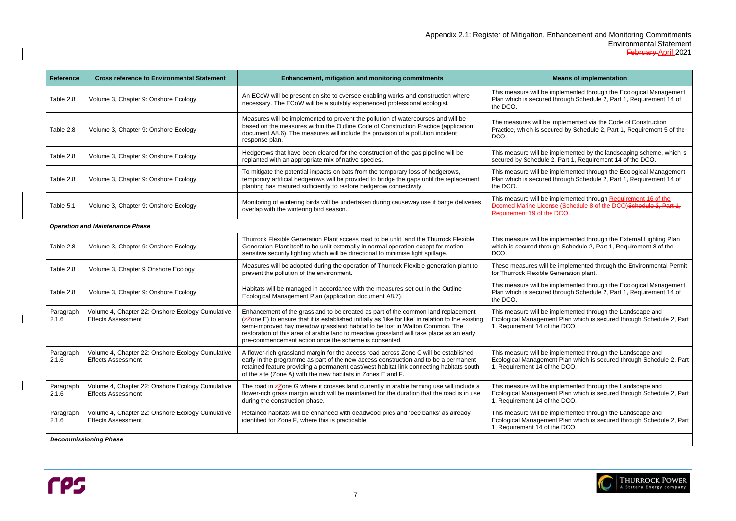| Reference | Cross reference to Environmental Statement | Enhancement, mitigation and monitoring commitments | Means of implementation |
|---|---|---|---|
| Table 2.8 | Volume 3, Chapter 9: Onshore Ecology | An ECoW will be present on site to oversee enabling works and construction where necessary. The ECoW will be a suitably experienced professional ecologist. | This measure will be implemented through the Ecological Management Plan which is secured through Schedule 2, Part 1, Requirement 14 of the DCO. |
| Table 2.8 | Volume 3, Chapter 9: Onshore Ecology | Measures will be implemented to prevent the pollution of watercourses and will be based on the measures within the Outline Code of Construction Practice (application document A8.6). The measures will include the provision of a pollution incident response plan. | The measures will be implemented via the Code of Construction Practice, which is secured by Schedule 2, Part 1, Requirement 5 of the DCO. |
| Table 2.8 | Volume 3, Chapter 9: Onshore Ecology | Hedgerows that have been cleared for the construction of the gas pipeline will be replanted with an appropriate mix of native species. | This measure will be implemented by the landscaping scheme, which is secured by Schedule 2, Part 1, Requirement 14 of the DCO. |
| Table 2.8 | Volume 3, Chapter 9: Onshore Ecology | To mitigate the potential impacts on bats from the temporary loss of hedgerows, temporary artificial hedgerows will be provided to bridge the gaps until the replacement planting has matured sufficiently to restore hedgerow connectivity. | This measure will be implemented through the Ecological Management Plan which is secured through Schedule 2, Part 1, Requirement 14 of the DCO. |
| Table 5.1 | Volume 3, Chapter 9: Onshore Ecology | Monitoring of wintering birds will be undertaken during causeway use if barge deliveries overlap with the wintering bird season. | This measure will be implemented through Requirement 16 of the Deemed Marine License (Schedule 8 of the DCO)~~Schedule 2, Part 1, Requirement 19 of the DCO~~. |
| ***Operation and Maintenance Phase*** | | | |
| Table 2.8 | Volume 3, Chapter 9: Onshore Ecology | Thurrock Flexible Generation Plant access road to be unlit, and the Thurrock Flexible Generation Plant itself to be unlit externally in normal operation except for motion-sensitive security lighting which will be directional to minimise light spillage. | This measure will be implemented through the External Lighting Plan which is secured through Schedule 2, Part 1, Requirement 8 of the DCO. |
| Table 2.8 | Volume 3, Chapter 9 Onshore Ecology | Measures will be adopted during the operation of Thurrock Flexible generation plant to prevent the pollution of the environment. | These measures will be implemented through the Environmental Permit for Thurrock Flexible Generation plant. |
| Table 2.8 | Volume 3, Chapter 9: Onshore Ecology | Habitats will be managed in accordance with the measures set out in the Outline Ecological Management Plan (application document A8.7). | This measure will be implemented through the Ecological Management Plan which is secured through Schedule 2, Part 1, Requirement 14 of the DCO. |
| Paragraph 2.1.6 | Volume 4, Chapter 22: Onshore Ecology Cumulative Effects Assessment | Enhancement of the grassland to be created as part of the common land replacement (~~z~~Zone E) to ensure that it is established initially as 'like for like' in relation to the existing semi-improved hay meadow grassland habitat to be lost in Walton Common. The restoration of this area of arable land to meadow grassland will take place as an early pre-commencement action once the scheme is consented. | This measure will be implemented through the Landscape and Ecological Management Plan which is secured through Schedule 2, Part 1, Requirement 14 of the DCO. |
| Paragraph 2.1.6 | Volume 4, Chapter 22: Onshore Ecology Cumulative Effects Assessment | A flower-rich grassland margin for the access road across Zone C will be established early in the programme as part of the new access construction and to be a permanent retained feature providing a permanent east/west habitat link connecting habitats south of the site (Zone A) with the new habitats in Zones E and F. | This measure will be implemented through the Landscape and Ecological Management Plan which is secured through Schedule 2, Part 1, Requirement 14 of the DCO. |
| Paragraph 2.1.6 | Volume 4, Chapter 22: Onshore Ecology Cumulative Effects Assessment | The road in ~~z~~Zone G where it crosses land currently in arable farming use will include a flower-rich grass margin which will be maintained for the duration that the road is in use during the construction phase. | This measure will be implemented through the Landscape and Ecological Management Plan which is secured through Schedule 2, Part 1, Requirement 14 of the DCO. |
| Paragraph 2.1.6 | Volume 4, Chapter 22: Onshore Ecology Cumulative Effects Assessment | Retained habitats will be enhanced with deadwood piles and 'bee banks' as already identified for Zone F, where this is practicable | This measure will be implemented through the Landscape and Ecological Management Plan which is secured through Schedule 2, Part 1, Requirement 14 of the DCO. |
| ***Decommissioning Phase*** | | | |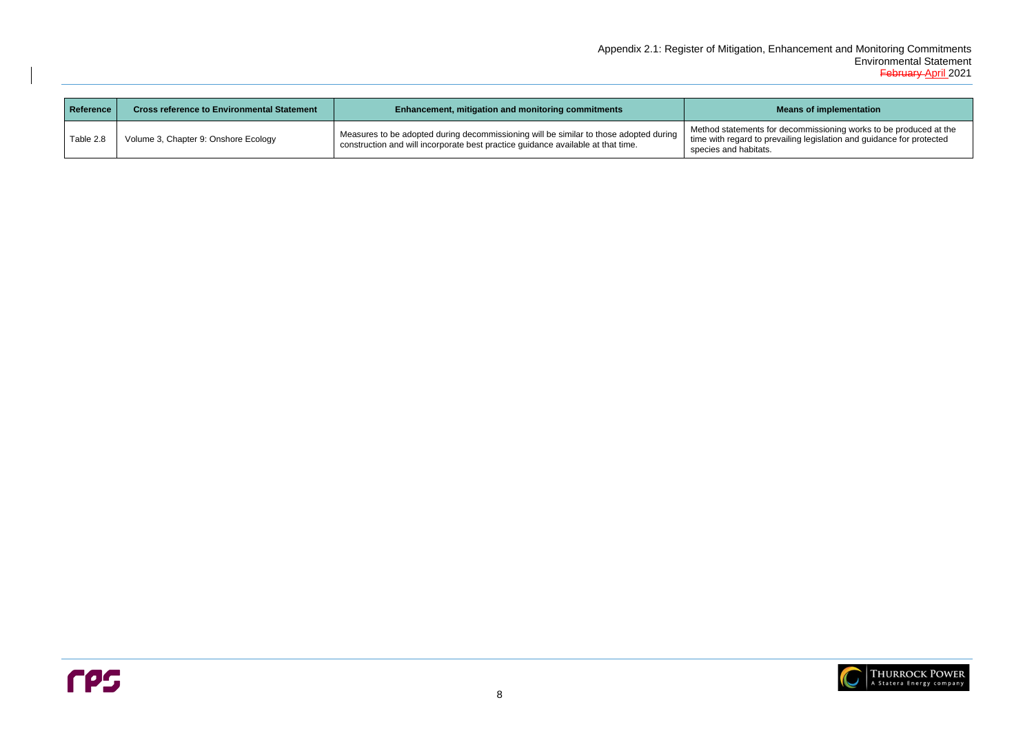| Reference | Cross reference to Environmental Statement | Enhancement, mitigation and monitoring commitments | Means of implementation |
|---|---|---|---|
| Table 2.8 | Volume 3, Chapter 9: Onshore Ecology | Measures to be adopted during decommissioning will be similar to those adopted during construction and will incorporate best practice guidance available at that time. | Method statements for decommissioning works to be produced at the time with regard to prevailing legislation and guidance for protected species and habitats. |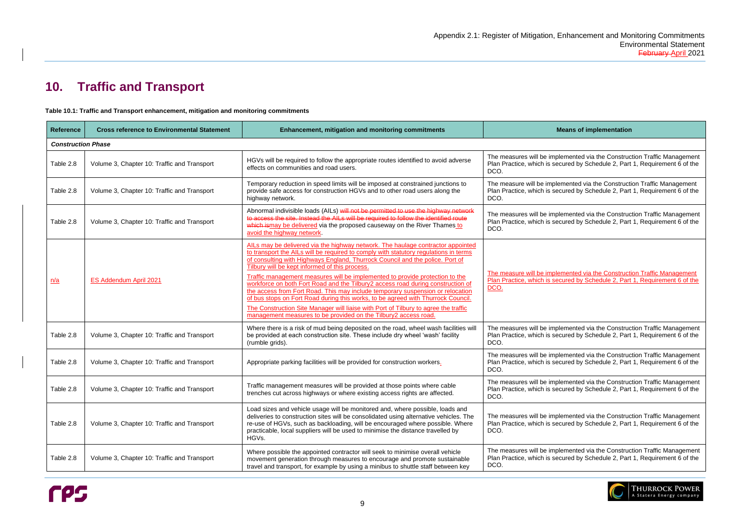# 10. Traffic and Transport

**Table 10.1: Traffic and Transport enhancement, mitigation and monitoring commitments**

| Reference | Cross reference to Environmental Statement | Enhancement, mitigation and monitoring commitments | Means of implementation |
|---|---|---|---|
| ***Construction Phase*** | | | |
| Table 2.8 | Volume 3, Chapter 10: Traffic and Transport | HGVs will be required to follow the appropriate routes identified to avoid adverse effects on communities and road users. | The measures will be implemented via the Construction Traffic Management Plan Practice, which is secured by Schedule 2, Part 1, Requirement 6 of the DCO. |
| Table 2.8 | Volume 3, Chapter 10: Traffic and Transport | Temporary reduction in speed limits will be imposed at constrained junctions to provide safe access for construction HGVs and to other road users along the highway network. | The measure will be implemented via the Construction Traffic Management Plan Practice, which is secured by Schedule 2, Part 1, Requirement 6 of the DCO. |
| Table 2.8 | Volume 3, Chapter 10: Traffic and Transport | Abnormal indivisible loads (AILs) ~~will not be permitted to use the highway network to access the site. Instead the AILs will be required to follow the identified route which is~~may be delivered via the proposed causeway on the River Thames to avoid the highway network. | The measures will be implemented via the Construction Traffic Management Plan Practice, which is secured by Schedule 2, Part 1, Requirement 6 of the DCO. |
| n/a | ES Addendum April 2021 | AILs may be delivered via the highway network. The haulage contractor appointed to transport the AILs will be required to comply with statutory regulations in terms of consulting with Highways England, Thurrock Council and the police. Port of Tilbury will be kept informed of this process. Traffic management measures will be implemented to provide protection to the workforce on both Fort Road and the Tilbury2 access road during construction of the access from Fort Road. This may include temporary suspension or relocation of bus stops on Fort Road during this works, to be agreed with Thurrock Council. The Construction Site Manager will liaise with Port of Tilbury to agree the traffic management measures to be provided on the Tilbury2 access road. | The measure will be implemented via the Construction Traffic Management Plan Practice, which is secured by Schedule 2, Part 1, Requirement 6 of the DCO. |
| Table 2.8 | Volume 3, Chapter 10: Traffic and Transport | Where there is a risk of mud being deposited on the road, wheel wash facilities will be provided at each construction site. These include dry wheel 'wash' facility (rumble grids). | The measures will be implemented via the Construction Traffic Management Plan Practice, which is secured by Schedule 2, Part 1, Requirement 6 of the DCO. |
| Table 2.8 | Volume 3, Chapter 10: Traffic and Transport | Appropriate parking facilities will be provided for construction workers. | The measures will be implemented via the Construction Traffic Management Plan Practice, which is secured by Schedule 2, Part 1, Requirement 6 of the DCO. |
| Table 2.8 | Volume 3, Chapter 10: Traffic and Transport | Traffic management measures will be provided at those points where cable trenches cut across highways or where existing access rights are affected. | The measures will be implemented via the Construction Traffic Management Plan Practice, which is secured by Schedule 2, Part 1, Requirement 6 of the DCO. |
| Table 2.8 | Volume 3, Chapter 10: Traffic and Transport | Load sizes and vehicle usage will be monitored and, where possible, loads and deliveries to construction sites will be consolidated using alternative vehicles. The re-use of HGVs, such as backloading, will be encouraged where possible. Where practicable, local suppliers will be used to minimise the distance travelled by HGVs. | The measures will be implemented via the Construction Traffic Management Plan Practice, which is secured by Schedule 2, Part 1, Requirement 6 of the DCO. |
| Table 2.8 | Volume 3, Chapter 10: Traffic and Transport | Where possible the appointed contractor will seek to minimise overall vehicle movement generation through measures to encourage and promote sustainable travel and transport, for example by using a minibus to shuttle staff between key | The measures will be implemented via the Construction Traffic Management Plan Practice, which is secured by Schedule 2, Part 1, Requirement 6 of the DCO. |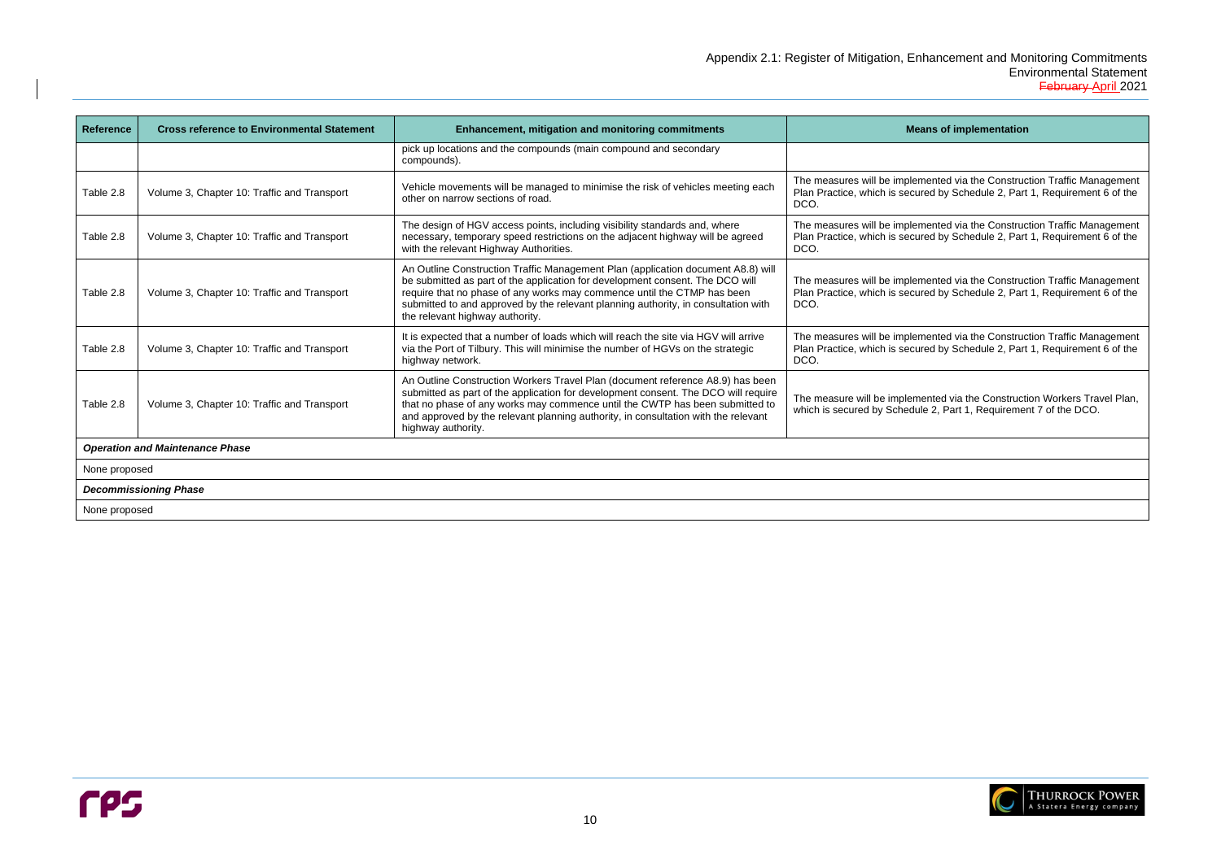| Reference | Cross reference to Environmental Statement | Enhancement, mitigation and monitoring commitments | Means of implementation |
|---|---|---|---|
| | | pick up locations and the compounds (main compound and secondary compounds). | |
| Table 2.8 | Volume 3, Chapter 10: Traffic and Transport | Vehicle movements will be managed to minimise the risk of vehicles meeting each other on narrow sections of road. | The measures will be implemented via the Construction Traffic Management Plan Practice, which is secured by Schedule 2, Part 1, Requirement 6 of the DCO. |
| Table 2.8 | Volume 3, Chapter 10: Traffic and Transport | The design of HGV access points, including visibility standards and, where necessary, temporary speed restrictions on the adjacent highway will be agreed with the relevant Highway Authorities. | The measures will be implemented via the Construction Traffic Management Plan Practice, which is secured by Schedule 2, Part 1, Requirement 6 of the DCO. |
| Table 2.8 | Volume 3, Chapter 10: Traffic and Transport | An Outline Construction Traffic Management Plan (application document A8.8) will be submitted as part of the application for development consent. The DCO will require that no phase of any works may commence until the CTMP has been submitted to and approved by the relevant planning authority, in consultation with the relevant highway authority. | The measures will be implemented via the Construction Traffic Management Plan Practice, which is secured by Schedule 2, Part 1, Requirement 6 of the DCO. |
| Table 2.8 | Volume 3, Chapter 10: Traffic and Transport | It is expected that a number of loads which will reach the site via HGV will arrive via the Port of Tilbury. This will minimise the number of HGVs on the strategic highway network. | The measures will be implemented via the Construction Traffic Management Plan Practice, which is secured by Schedule 2, Part 1, Requirement 6 of the DCO. |
| Table 2.8 | Volume 3, Chapter 10: Traffic and Transport | An Outline Construction Workers Travel Plan (document reference A8.9) has been submitted as part of the application for development consent. The DCO will require that no phase of any works may commence until the CWTP has been submitted to and approved by the relevant planning authority, in consultation with the relevant highway authority. | The measure will be implemented via the Construction Workers Travel Plan, which is secured by Schedule 2, Part 1, Requirement 7 of the DCO. |
| ***Operation and Maintenance Phase*** | | | |
| None proposed | | | |
| ***Decommissioning Phase*** | | | |
| None proposed | | | |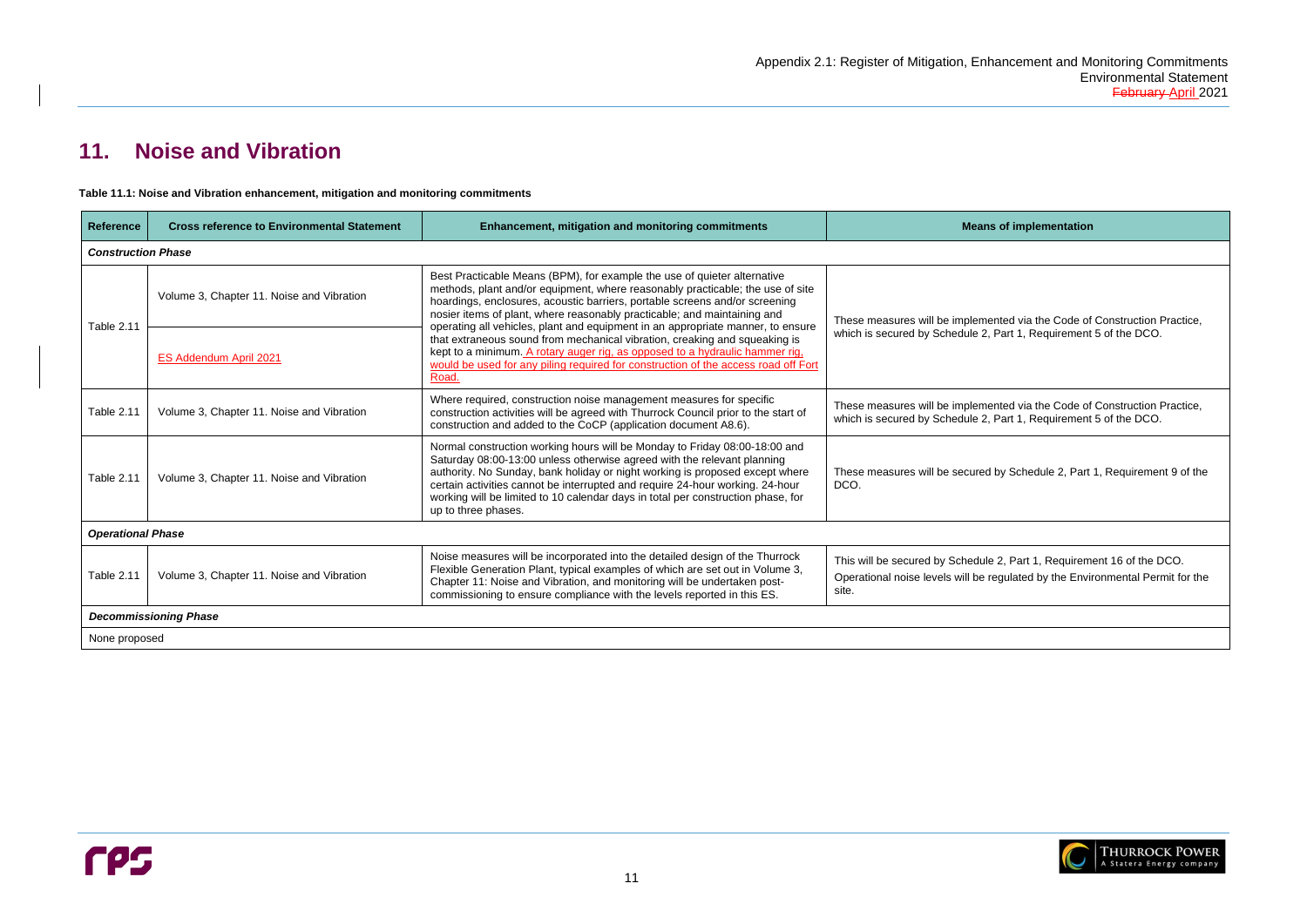# 11. Noise and Vibration

**Table 11.1: Noise and Vibration enhancement, mitigation and monitoring commitments**

| Reference | Cross reference to Environmental Statement | Enhancement, mitigation and monitoring commitments | Means of implementation |
|---|---|---|---|
| ***Construction Phase*** | | | |
| Table 2.11 | Volume 3, Chapter 11. Noise and Vibration<br>ES Addendum April 2021 | Best Practicable Means (BPM), for example the use of quieter alternative methods, plant and/or equipment, where reasonably practicable; the use of site hoardings, enclosures, acoustic barriers, portable screens and/or screening nosier items of plant, where reasonably practicable; and maintaining and operating all vehicles, plant and equipment in an appropriate manner, to ensure that extraneous sound from mechanical vibration, creaking and squeaking is kept to a minimum. A rotary auger rig, as opposed to a hydraulic hammer rig, would be used for any piling required for construction of the access road off Fort Road. | These measures will be implemented via the Code of Construction Practice, which is secured by Schedule 2, Part 1, Requirement 5 of the DCO. |
| Table 2.11 | Volume 3, Chapter 11. Noise and Vibration | Where required, construction noise management measures for specific construction activities will be agreed with Thurrock Council prior to the start of construction and added to the CoCP (application document A8.6). | These measures will be implemented via the Code of Construction Practice, which is secured by Schedule 2, Part 1, Requirement 5 of the DCO. |
| Table 2.11 | Volume 3, Chapter 11. Noise and Vibration | Normal construction working hours will be Monday to Friday 08:00-18:00 and Saturday 08:00-13:00 unless otherwise agreed with the relevant planning authority. No Sunday, bank holiday or night working is proposed except where certain activities cannot be interrupted and require 24-hour working. 24-hour working will be limited to 10 calendar days in total per construction phase, for up to three phases. | These measures will be secured by Schedule 2, Part 1, Requirement 9 of the DCO. |
| ***Operational Phase*** | | | |
| Table 2.11 | Volume 3, Chapter 11. Noise and Vibration | Noise measures will be incorporated into the detailed design of the Thurrock Flexible Generation Plant, typical examples of which are set out in Volume 3, Chapter 11: Noise and Vibration, and monitoring will be undertaken post-commissioning to ensure compliance with the levels reported in this ES. | This will be secured by Schedule 2, Part 1, Requirement 16 of the DCO.<br>Operational noise levels will be regulated by the Environmental Permit for the site. |
| ***Decommissioning Phase*** | | | |
| None proposed | | | |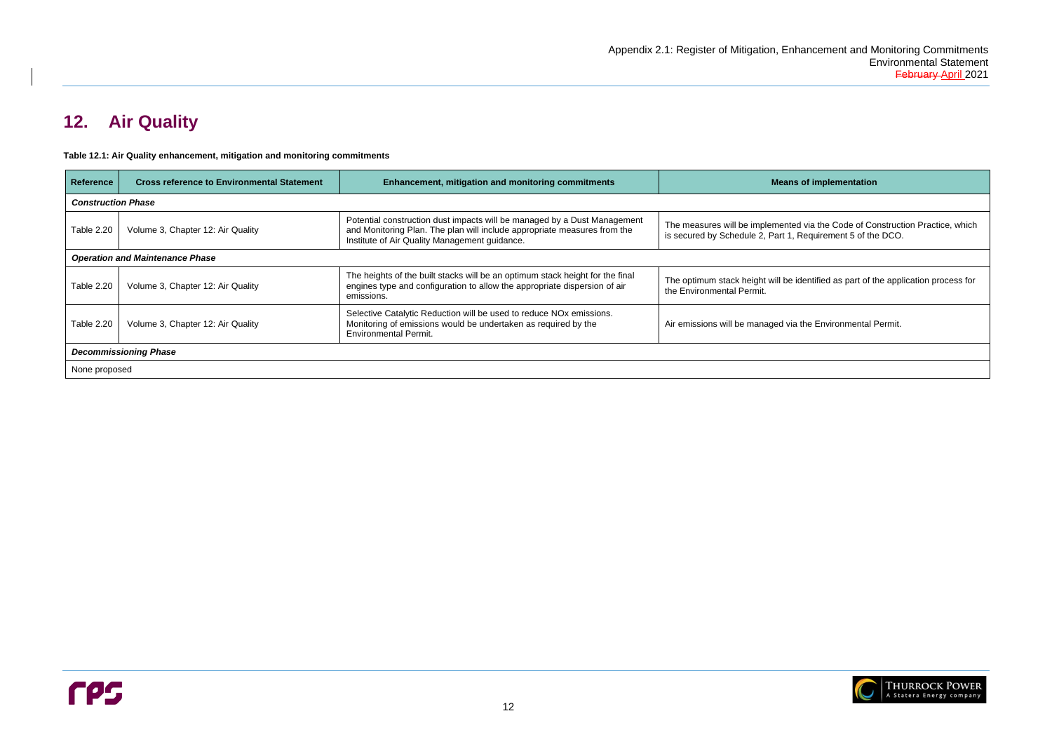# 12. Air Quality

**Table 12.1: Air Quality enhancement, mitigation and monitoring commitments**

| Reference | Cross reference to Environmental Statement | Enhancement, mitigation and monitoring commitments | Means of implementation |
|---|---|---|---|
| ***Construction Phase*** | | | |
| Table 2.20 | Volume 3, Chapter 12: Air Quality | Potential construction dust impacts will be managed by a Dust Management and Monitoring Plan. The plan will include appropriate measures from the Institute of Air Quality Management guidance. | The measures will be implemented via the Code of Construction Practice, which is secured by Schedule 2, Part 1, Requirement 5 of the DCO. |
| ***Operation and Maintenance Phase*** | | | |
| Table 2.20 | Volume 3, Chapter 12: Air Quality | The heights of the built stacks will be an optimum stack height for the final engines type and configuration to allow the appropriate dispersion of air emissions. | The optimum stack height will be identified as part of the application process for the Environmental Permit. |
| Table 2.20 | Volume 3, Chapter 12: Air Quality | Selective Catalytic Reduction will be used to reduce NOx emissions. Monitoring of emissions would be undertaken as required by the Environmental Permit. | Air emissions will be managed via the Environmental Permit. |
| ***Decommissioning Phase*** | | | |
| None proposed | | | |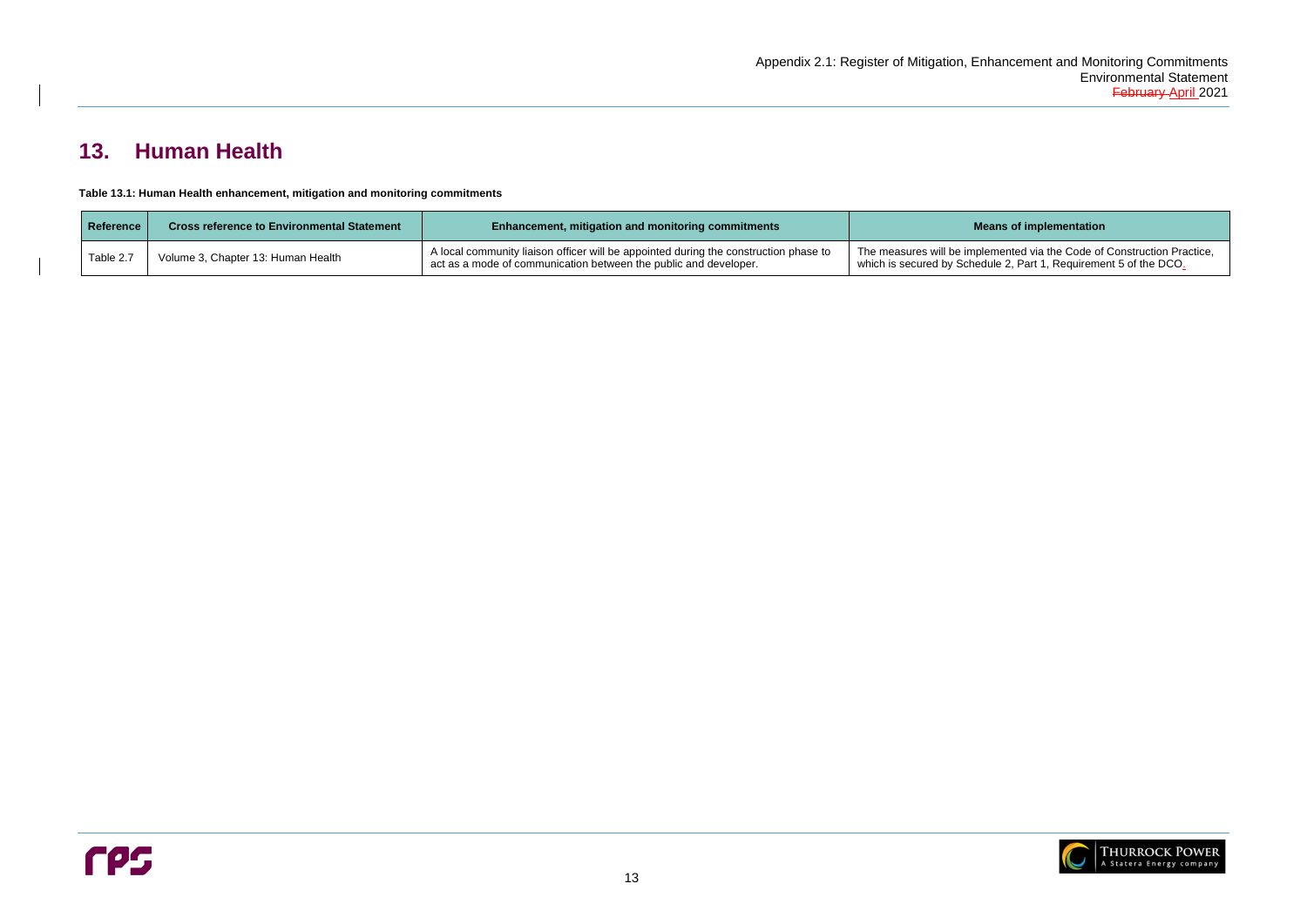# 13. Human Health

**Table 13.1: Human Health enhancement, mitigation and monitoring commitments**

| Reference | Cross reference to Environmental Statement | Enhancement, mitigation and monitoring commitments | Means of implementation |
|---|---|---|---|
| Table 2.7 | Volume 3, Chapter 13: Human Health | A local community liaison officer will be appointed during the construction phase to act as a mode of communication between the public and developer. | The measures will be implemented via the Code of Construction Practice, which is secured by Schedule 2, Part 1, Requirement 5 of the DCO. |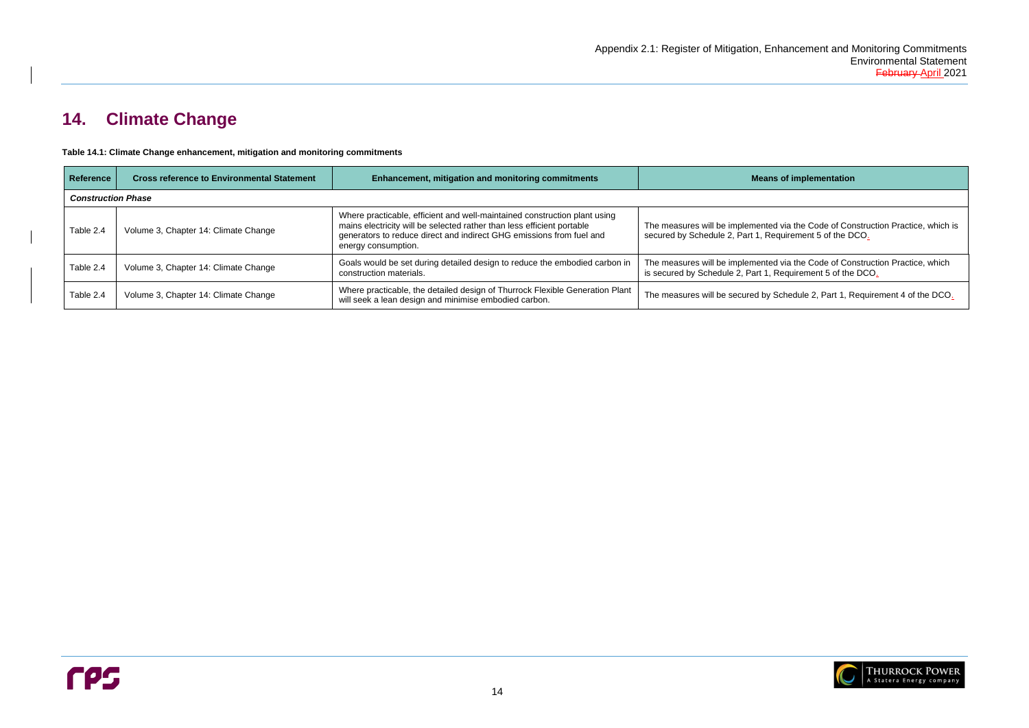# 14. Climate Change

**Table 14.1: Climate Change enhancement, mitigation and monitoring commitments**

| Reference | Cross reference to Environmental Statement | Enhancement, mitigation and monitoring commitments | Means of implementation |
|---|---|---|---|
| ***Construction Phase*** | | | |
| Table 2.4 | Volume 3, Chapter 14: Climate Change | Where practicable, efficient and well-maintained construction plant using mains electricity will be selected rather than less efficient portable generators to reduce direct and indirect GHG emissions from fuel and energy consumption. | The measures will be implemented via the Code of Construction Practice, which is secured by Schedule 2, Part 1, Requirement 5 of the DCO. |
| Table 2.4 | Volume 3, Chapter 14: Climate Change | Goals would be set during detailed design to reduce the embodied carbon in construction materials. | The measures will be implemented via the Code of Construction Practice, which is secured by Schedule 2, Part 1, Requirement 5 of the DCO. |
| Table 2.4 | Volume 3, Chapter 14: Climate Change | Where practicable, the detailed design of Thurrock Flexible Generation Plant will seek a lean design and minimise embodied carbon. | The measures will be secured by Schedule 2, Part 1, Requirement 4 of the DCO. |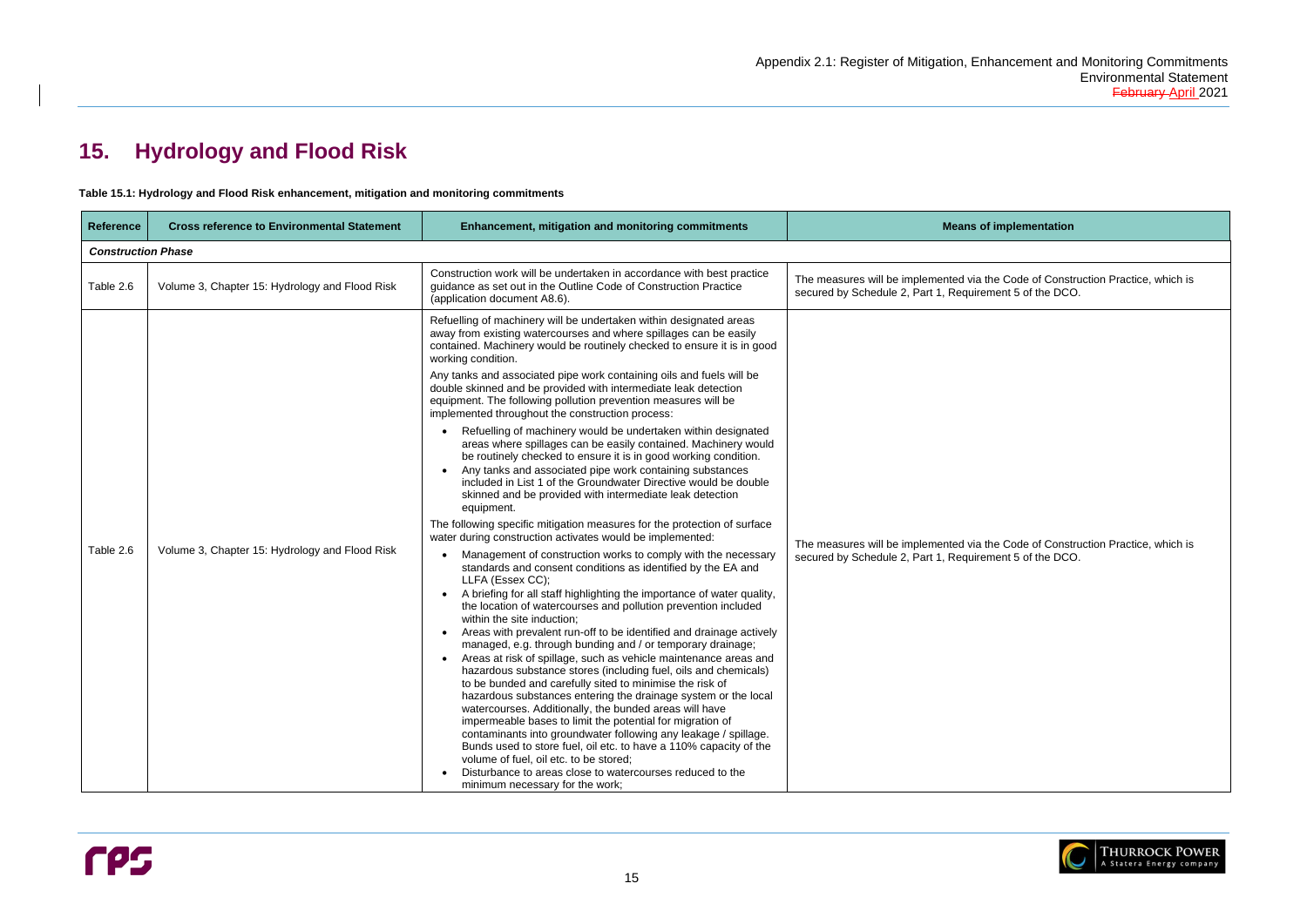# 15. Hydrology and Flood Risk

**Table 15.1: Hydrology and Flood Risk enhancement, mitigation and monitoring commitments**

| Reference | Cross reference to Environmental Statement | Enhancement, mitigation and monitoring commitments | Means of implementation |
|---|---|---|---|
| ***Construction Phase*** | | | |
| Table 2.6 | Volume 3, Chapter 15: Hydrology and Flood Risk | Construction work will be undertaken in accordance with best practice guidance as set out in the Outline Code of Construction Practice (application document A8.6). | The measures will be implemented via the Code of Construction Practice, which is secured by Schedule 2, Part 1, Requirement 5 of the DCO. |
| Table 2.6 | Volume 3, Chapter 15: Hydrology and Flood Risk | Refuelling of machinery will be undertaken within designated areas away from existing watercourses and where spillages can be easily contained. Machinery would be routinely checked to ensure it is in good working condition.<br><br>Any tanks and associated pipe work containing oils and fuels will be double skinned and be provided with intermediate leak detection equipment. The following pollution prevention measures will be implemented throughout the construction process:<br><br>• Refuelling of machinery would be undertaken within designated areas where spillages can be easily contained. Machinery would be routinely checked to ensure it is in good working condition.<br>• Any tanks and associated pipe work containing substances included in List 1 of the Groundwater Directive would be double skinned and be provided with intermediate leak detection equipment.<br><br>The following specific mitigation measures for the protection of surface water during construction activates would be implemented:<br><br>• Management of construction works to comply with the necessary standards and consent conditions as identified by the EA and LLFA (Essex CC);<br>• A briefing for all staff highlighting the importance of water quality, the location of watercourses and pollution prevention included within the site induction;<br>• Areas with prevalent run-off to be identified and drainage actively managed, e.g. through bunding and / or temporary drainage;<br>• Areas at risk of spillage, such as vehicle maintenance areas and hazardous substance stores (including fuel, oils and chemicals) to be bunded and carefully sited to minimise the risk of hazardous substances entering the drainage system or the local watercourses. Additionally, the bunded areas will have impermeable bases to limit the potential for migration of contaminants into groundwater following any leakage / spillage. Bunds used to store fuel, oil etc. to have a 110% capacity of the volume of fuel, oil etc. to be stored;<br>• Disturbance to areas close to watercourses reduced to the minimum necessary for the work; | The measures will be implemented via the Code of Construction Practice, which is secured by Schedule 2, Part 1, Requirement 5 of the DCO. |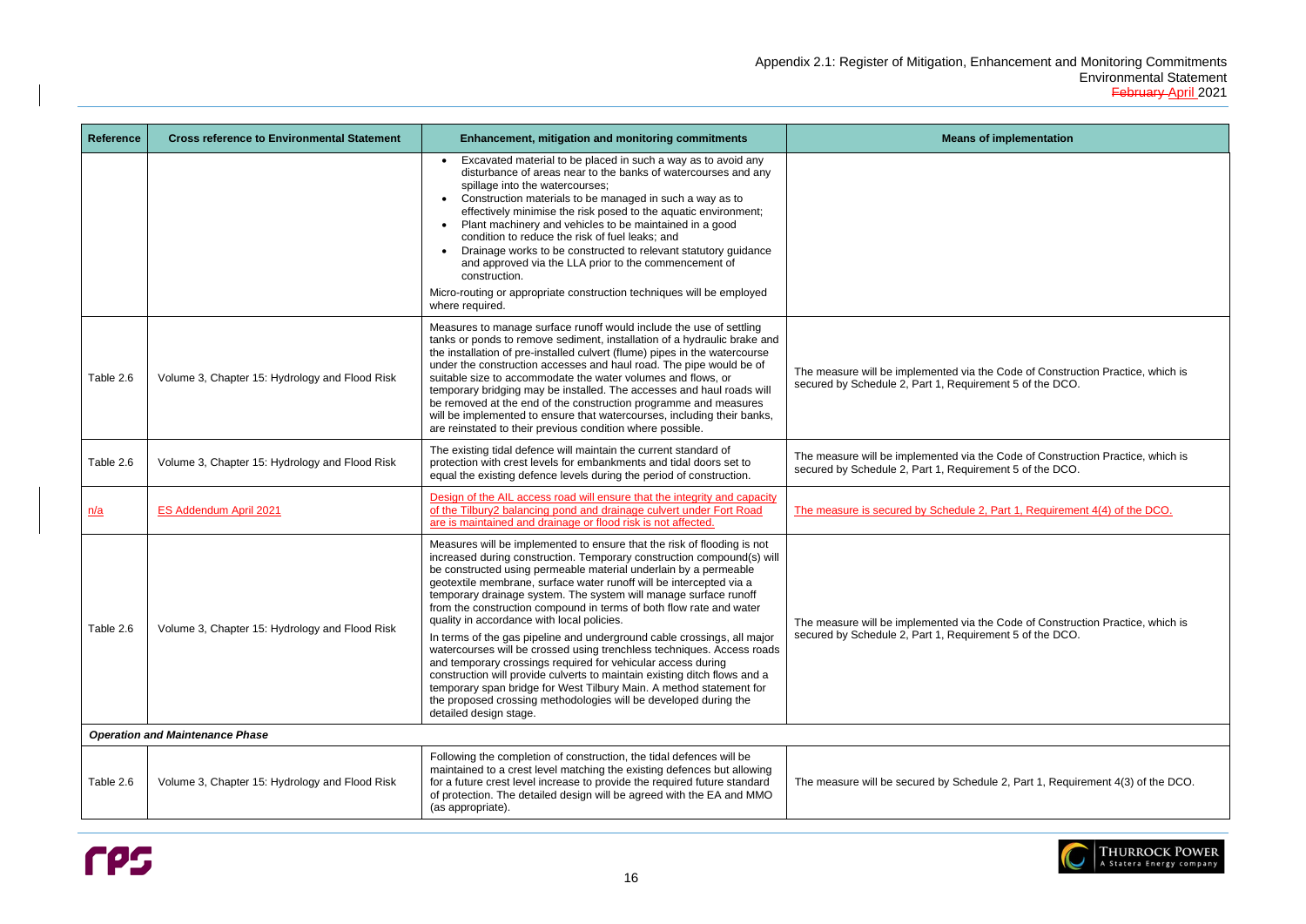| Reference | Cross reference to Environmental Statement | Enhancement, mitigation and monitoring commitments | Means of implementation |
|---|---|---|---|
| | | • Excavated material to be placed in such a way as to avoid any disturbance of areas near to the banks of watercourses and any spillage into the watercourses;<br>• Construction materials to be managed in such a way as to effectively minimise the risk posed to the aquatic environment;<br>• Plant machinery and vehicles to be maintained in a good condition to reduce the risk of fuel leaks; and<br>• Drainage works to be constructed to relevant statutory guidance and approved via the LLA prior to the commencement of construction.<br>Micro-routing or appropriate construction techniques will be employed where required. | |
| Table 2.6 | Volume 3, Chapter 15: Hydrology and Flood Risk | Measures to manage surface runoff would include the use of settling tanks or ponds to remove sediment, installation of a hydraulic brake and the installation of pre-installed culvert (flume) pipes in the watercourse under the construction accesses and haul road. The pipe would be of suitable size to accommodate the water volumes and flows, or temporary bridging may be installed. The accesses and haul roads will be removed at the end of the construction programme and measures will be implemented to ensure that watercourses, including their banks, are reinstated to their previous condition where possible. | The measure will be implemented via the Code of Construction Practice, which is secured by Schedule 2, Part 1, Requirement 5 of the DCO. |
| Table 2.6 | Volume 3, Chapter 15: Hydrology and Flood Risk | The existing tidal defence will maintain the current standard of protection with crest levels for embankments and tidal doors set to equal the existing defence levels during the period of construction. | The measure will be implemented via the Code of Construction Practice, which is secured by Schedule 2, Part 1, Requirement 5 of the DCO. |
| n/a | ES Addendum April 2021 | Design of the AIL access road will ensure that the integrity and capacity of the Tilbury2 balancing pond and drainage culvert under Fort Road are is maintained and drainage or flood risk is not affected. | The measure is secured by Schedule 2, Part 1, Requirement 4(4) of the DCO. |
| Table 2.6 | Volume 3, Chapter 15: Hydrology and Flood Risk | Measures will be implemented to ensure that the risk of flooding is not increased during construction. Temporary construction compound(s) will be constructed using permeable material underlain by a permeable geotextile membrane, surface water runoff will be intercepted via a temporary drainage system. The system will manage surface runoff from the construction compound in terms of both flow rate and water quality in accordance with local policies.<br>In terms of the gas pipeline and underground cable crossings, all major watercourses will be crossed using trenchless techniques. Access roads and temporary crossings required for vehicular access during construction will provide culverts to maintain existing ditch flows and a temporary span bridge for West Tilbury Main. A method statement for the proposed crossing methodologies will be developed during the detailed design stage. | The measure will be implemented via the Code of Construction Practice, which is secured by Schedule 2, Part 1, Requirement 5 of the DCO. |
| ***Operation and Maintenance Phase*** | | | |
| Table 2.6 | Volume 3, Chapter 15: Hydrology and Flood Risk | Following the completion of construction, the tidal defences will be maintained to a crest level matching the existing defences but allowing for a future crest level increase to provide the required future standard of protection. The detailed design will be agreed with the EA and MMO (as appropriate). | The measure will be secured by Schedule 2, Part 1, Requirement 4(3) of the DCO. |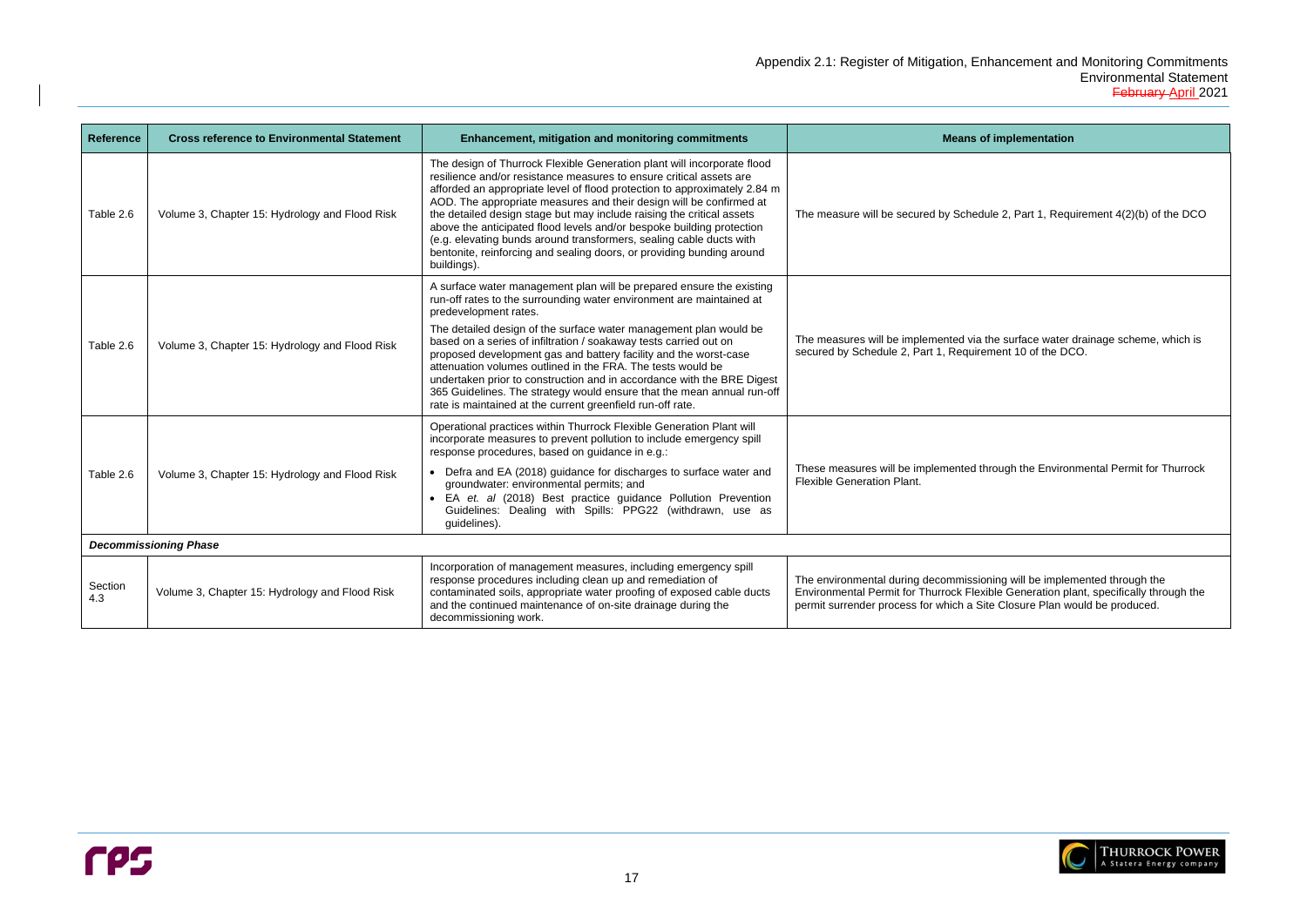| Reference | Cross reference to Environmental Statement | Enhancement, mitigation and monitoring commitments | Means of implementation |
|---|---|---|---|
| Table 2.6 | Volume 3, Chapter 15: Hydrology and Flood Risk | The design of Thurrock Flexible Generation plant will incorporate flood resilience and/or resistance measures to ensure critical assets are afforded an appropriate level of flood protection to approximately 2.84 m AOD. The appropriate measures and their design will be confirmed at the detailed design stage but may include raising the critical assets above the anticipated flood levels and/or bespoke building protection (e.g. elevating bunds around transformers, sealing cable ducts with bentonite, reinforcing and sealing doors, or providing bunding around buildings). | The measure will be secured by Schedule 2, Part 1, Requirement 4(2)(b) of the DCO |
| Table 2.6 | Volume 3, Chapter 15: Hydrology and Flood Risk | A surface water management plan will be prepared ensure the existing run-off rates to the surrounding water environment are maintained at predevelopment rates.<br><br>The detailed design of the surface water management plan would be based on a series of infiltration / soakaway tests carried out on proposed development gas and battery facility and the worst-case attenuation volumes outlined in the FRA. The tests would be undertaken prior to construction and in accordance with the BRE Digest 365 Guidelines. The strategy would ensure that the mean annual run-off rate is maintained at the current greenfield run-off rate. | The measures will be implemented via the surface water drainage scheme, which is secured by Schedule 2, Part 1, Requirement 10 of the DCO. |
| Table 2.6 | Volume 3, Chapter 15: Hydrology and Flood Risk | Operational practices within Thurrock Flexible Generation Plant will incorporate measures to prevent pollution to include emergency spill response procedures, based on guidance in e.g.:<br><br>• Defra and EA (2018) guidance for discharges to surface water and groundwater: environmental permits; and<br>• EA *et. al* (2018) Best practice guidance Pollution Prevention Guidelines: Dealing with Spills: PPG22 (withdrawn, use as guidelines). | These measures will be implemented through the Environmental Permit for Thurrock Flexible Generation Plant. |
| ***Decommissioning Phase*** | | | |
| Section 4.3 | Volume 3, Chapter 15: Hydrology and Flood Risk | Incorporation of management measures, including emergency spill response procedures including clean up and remediation of contaminated soils, appropriate water proofing of exposed cable ducts and the continued maintenance of on-site drainage during the decommissioning work. | The environmental during decommissioning will be implemented through the Environmental Permit for Thurrock Flexible Generation plant, specifically through the permit surrender process for which a Site Closure Plan would be produced. |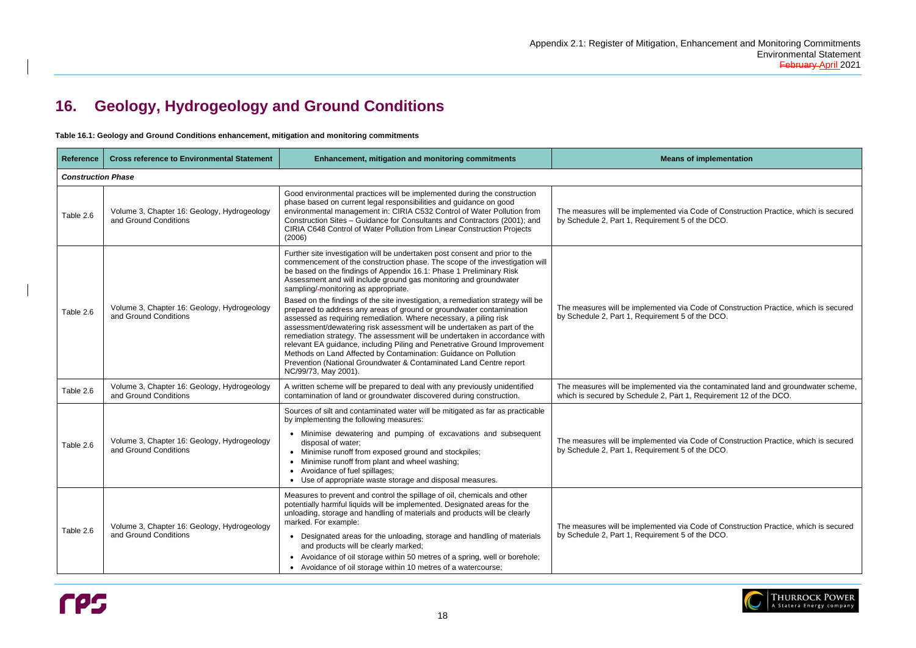# 16. Geology, Hydrogeology and Ground Conditions

**Table 16.1: Geology and Ground Conditions enhancement, mitigation and monitoring commitments**

| Reference | Cross reference to Environmental Statement | Enhancement, mitigation and monitoring commitments | Means of implementation |
|---|---|---|---|
| ***Construction Phase*** | | | |
| Table 2.6 | Volume 3, Chapter 16: Geology, Hydrogeology and Ground Conditions | Good environmental practices will be implemented during the construction phase based on current legal responsibilities and guidance on good environmental management in: CIRIA C532 Control of Water Pollution from Construction Sites – Guidance for Consultants and Contractors (2001); and CIRIA C648 Control of Water Pollution from Linear Construction Projects (2006) | The measures will be implemented via Code of Construction Practice, which is secured by Schedule 2, Part 1, Requirement 5 of the DCO. |
| Table 2.6 | Volume 3, Chapter 16: Geology, Hydrogeology and Ground Conditions | Further site investigation will be undertaken post consent and prior to the commencement of the construction phase. The scope of the investigation will be based on the findings of Appendix 16.1: Phase 1 Preliminary Risk Assessment and will include ground gas monitoring and groundwater sampling/-monitoring as appropriate.<br><br>Based on the findings of the site investigation, a remediation strategy will be prepared to address any areas of ground or groundwater contamination assessed as requiring remediation. Where necessary, a piling risk assessment/dewatering risk assessment will be undertaken as part of the remediation strategy. The assessment will be undertaken in accordance with relevant EA guidance, including Piling and Penetrative Ground Improvement Methods on Land Affected by Contamination: Guidance on Pollution Prevention (National Groundwater & Contaminated Land Centre report NC/99/73, May 2001). | The measures will be implemented via Code of Construction Practice, which is secured by Schedule 2, Part 1, Requirement 5 of the DCO. |
| Table 2.6 | Volume 3, Chapter 16: Geology, Hydrogeology and Ground Conditions | A written scheme will be prepared to deal with any previously unidentified contamination of land or groundwater discovered during construction. | The measures will be implemented via the contaminated land and groundwater scheme, which is secured by Schedule 2, Part 1, Requirement 12 of the DCO. |
| Table 2.6 | Volume 3, Chapter 16: Geology, Hydrogeology and Ground Conditions | Sources of silt and contaminated water will be mitigated as far as practicable by implementing the following measures:<br>• Minimise dewatering and pumping of excavations and subsequent disposal of water;<br>• Minimise runoff from exposed ground and stockpiles;<br>• Minimise runoff from plant and wheel washing;<br>• Avoidance of fuel spillages;<br>• Use of appropriate waste storage and disposal measures. | The measures will be implemented via Code of Construction Practice, which is secured by Schedule 2, Part 1, Requirement 5 of the DCO. |
| Table 2.6 | Volume 3, Chapter 16: Geology, Hydrogeology and Ground Conditions | Measures to prevent and control the spillage of oil, chemicals and other potentially harmful liquids will be implemented. Designated areas for the unloading, storage and handling of materials will be clearly marked. For example:<br>• Designated areas for the unloading, storage and handling of materials and products will be clearly marked;<br>• Avoidance of oil storage within 50 metres of a spring, well or borehole;<br>• Avoidance of oil storage within 10 metres of a watercourse; | The measures will be implemented via Code of Construction Practice, which is secured by Schedule 2, Part 1, Requirement 5 of the DCO. |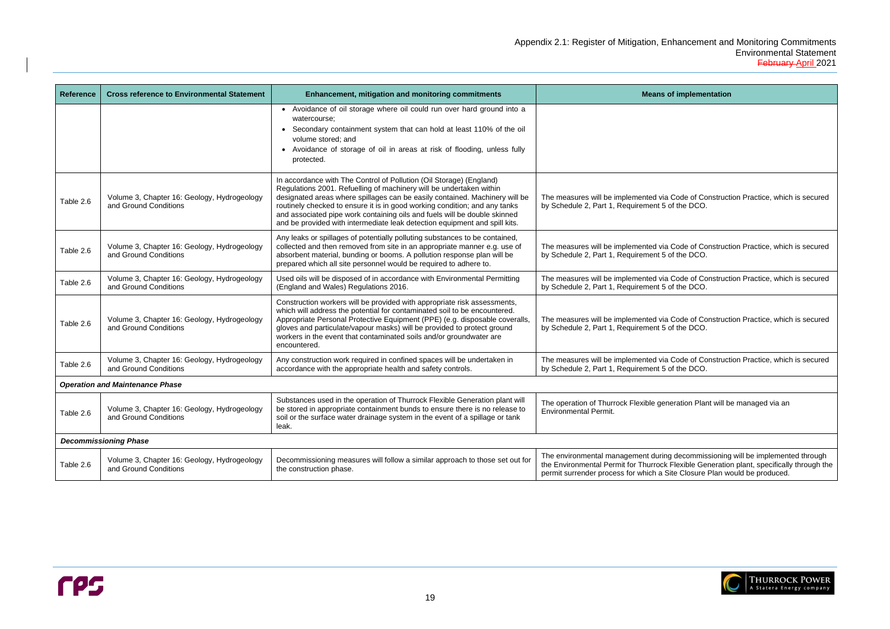| Reference | Cross reference to Environmental Statement | Enhancement, mitigation and monitoring commitments | Means of implementation |
|---|---|---|---|
| | | • Avoidance of oil storage where oil could run over hard ground into a watercourse;<br>• Secondary containment system that can hold at least 110% of the oil volume stored; and<br>• Avoidance of storage of oil in areas at risk of flooding, unless fully protected. | |
| Table 2.6 | Volume 3, Chapter 16: Geology, Hydrogeology and Ground Conditions | In accordance with The Control of Pollution (Oil Storage) (England) Regulations 2001. Refuelling of machinery will be undertaken within designated areas where spillages can be easily contained. Machinery will be routinely checked to ensure it is in good working condition; and any tanks and associated pipe work containing oils and fuels will be double skinned and be provided with intermediate leak detection equipment and spill kits. | The measures will be implemented via Code of Construction Practice, which is secured by Schedule 2, Part 1, Requirement 5 of the DCO. |
| Table 2.6 | Volume 3, Chapter 16: Geology, Hydrogeology and Ground Conditions | Any leaks or spillages of potentially polluting substances to be contained, collected and then removed from site in an appropriate manner e.g. use of absorbent material, bunding or booms. A pollution response plan will be prepared which all site personnel would be required to adhere to. | The measures will be implemented via Code of Construction Practice, which is secured by Schedule 2, Part 1, Requirement 5 of the DCO. |
| Table 2.6 | Volume 3, Chapter 16: Geology, Hydrogeology and Ground Conditions | Used oils will be disposed of in accordance with Environmental Permitting (England and Wales) Regulations 2016. | The measures will be implemented via Code of Construction Practice, which is secured by Schedule 2, Part 1, Requirement 5 of the DCO. |
| Table 2.6 | Volume 3, Chapter 16: Geology, Hydrogeology and Ground Conditions | Construction workers will be provided with appropriate risk assessments, which will address the potential for contaminated soil to be encountered. Appropriate Personal Protective Equipment (PPE) (e.g. disposable coveralls, gloves and particulate/vapour masks) will be provided to protect ground workers in the event that contaminated soils and/or groundwater are encountered. | The measures will be implemented via Code of Construction Practice, which is secured by Schedule 2, Part 1, Requirement 5 of the DCO. |
| Table 2.6 | Volume 3, Chapter 16: Geology, Hydrogeology and Ground Conditions | Any construction work required in confined spaces will be undertaken in accordance with the appropriate health and safety controls. | The measures will be implemented via Code of Construction Practice, which is secured by Schedule 2, Part 1, Requirement 5 of the DCO. |
| ***Operation and Maintenance Phase*** | | | |
| Table 2.6 | Volume 3, Chapter 16: Geology, Hydrogeology and Ground Conditions | Substances used in the operation of Thurrock Flexible Generation plant will be stored in appropriate containment bunds to ensure there is no release to soil or the surface water drainage system in the event of a spillage or tank leak. | The operation of Thurrock Flexible generation Plant will be managed via an Environmental Permit. |
| ***Decommissioning Phase*** | | | |
| Table 2.6 | Volume 3, Chapter 16: Geology, Hydrogeology and Ground Conditions | Decommissioning measures will follow a similar approach to those set out for the construction phase. | The environmental management during decommissioning will be implemented through the Environmental Permit for Thurrock Flexible Generation plant, specifically through the permit surrender process for which a Site Closure Plan would be produced. |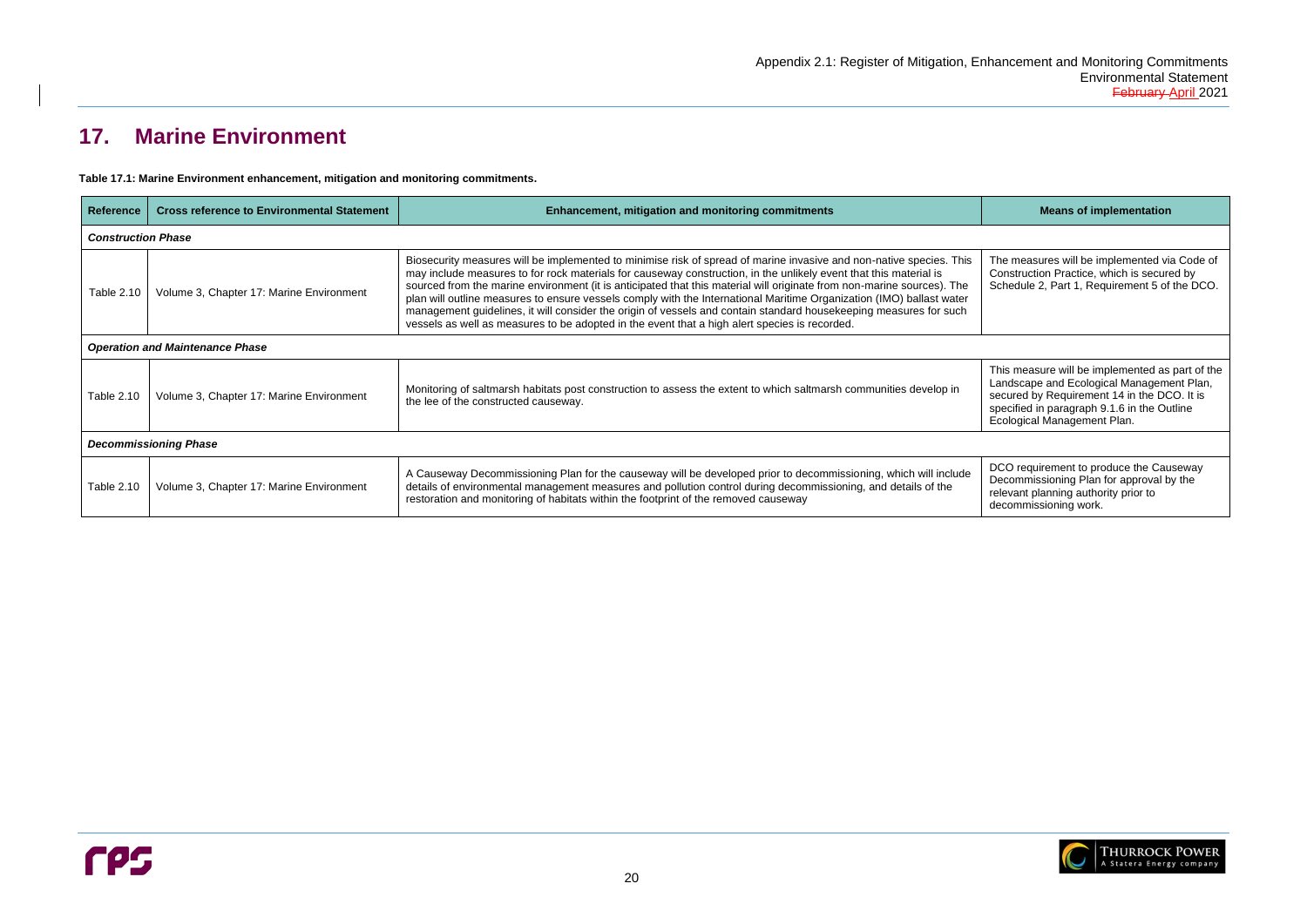# 17. Marine Environment

**Table 17.1: Marine Environment enhancement, mitigation and monitoring commitments.**

| Reference | Cross reference to Environmental Statement | Enhancement, mitigation and monitoring commitments | Means of implementation |
|---|---|---|---|
| ***Construction Phase*** | | | |
| Table 2.10 | Volume 3, Chapter 17: Marine Environment | Biosecurity measures will be implemented to minimise risk of spread of marine invasive and non-native species. This may include measures to for rock materials for causeway construction, in the unlikely event that this material is sourced from the marine environment (it is anticipated that this material will originate from non-marine sources). The plan will outline measures to ensure vessels comply with the International Maritime Organization (IMO) ballast water management guidelines, it will consider the origin of vessels and contain standard housekeeping measures for such vessels as well as measures to be adopted in the event that a high alert species is recorded. | The measures will be implemented via Code of Construction Practice, which is secured by Schedule 2, Part 1, Requirement 5 of the DCO. |
| ***Operation and Maintenance Phase*** | | | |
| Table 2.10 | Volume 3, Chapter 17: Marine Environment | Monitoring of saltmarsh habitats post construction to assess the extent to which saltmarsh communities develop in the lee of the constructed causeway. | This measure will be implemented as part of the Landscape and Ecological Management Plan, secured by Requirement 14 in the DCO. It is specified in paragraph 9.1.6 in the Outline Ecological Management Plan. |
| ***Decommissioning Phase*** | | | |
| Table 2.10 | Volume 3, Chapter 17: Marine Environment | A Causeway Decommissioning Plan for the causeway will be developed prior to decommissioning, which will include details of environmental management measures and pollution control during decommissioning, and details of the restoration and monitoring of habitats within the footprint of the removed causeway | DCO requirement to produce the Causeway Decommissioning Plan for approval by the relevant planning authority prior to decommissioning work. |